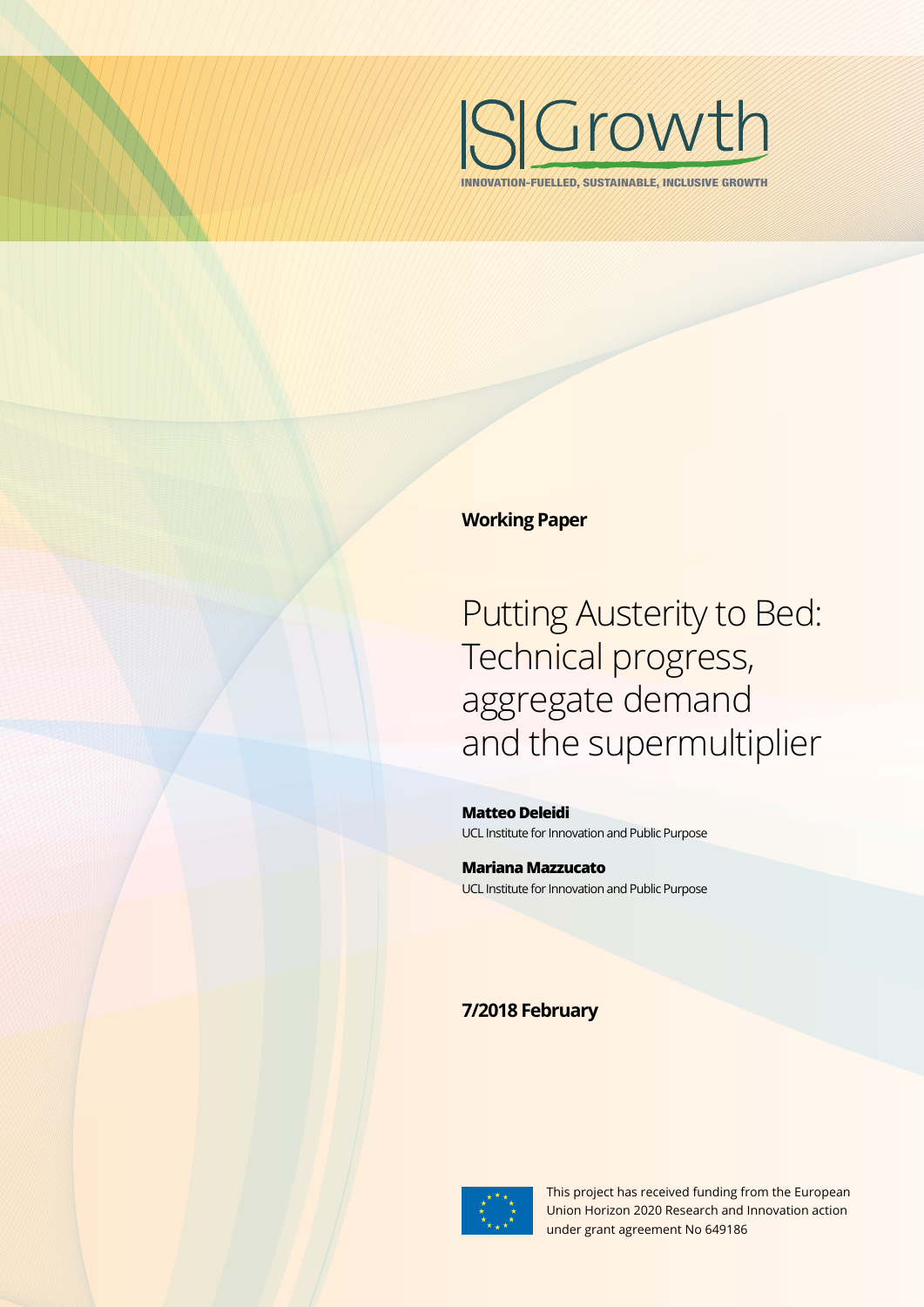IS|Growth

INNOVATION-FUELLED, SUSTAINABLE, INCLUSIVE GROWTH

**Working Paper**

# Putting Austerity to Bed: Technical progress, aggregate demand and the supermultiplier

**Matteo Deleidi**
UCL Institute for Innovation and Public Purpose

**Mariana Mazzucato**
UCL Institute for Innovation and Public Purpose

**7/2018 February**

This project has received funding from the European Union Horizon 2020 Research and Innovation action under grant agreement No 649186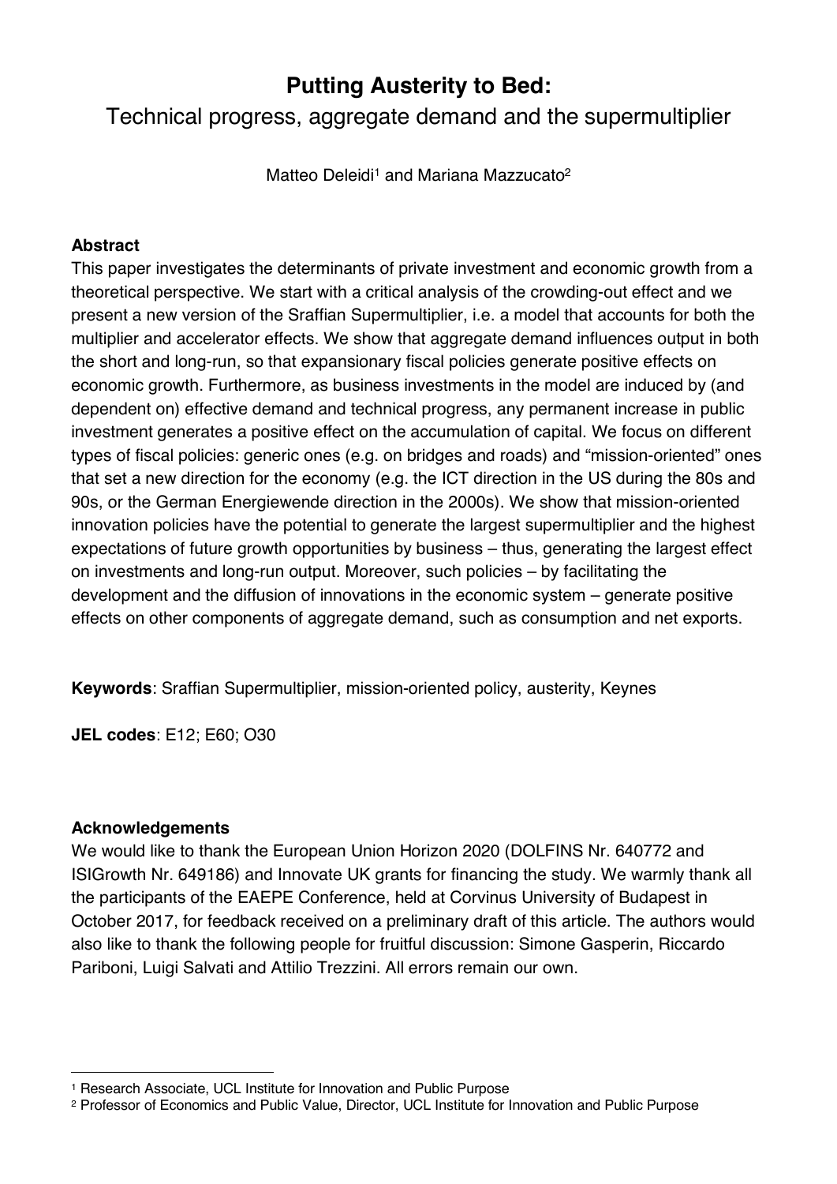# Putting Austerity to Bed:

## Technical progress, aggregate demand and the supermultiplier

Matteo Deleidi[1] and Mariana Mazzucato[2]

### Abstract

This paper investigates the determinants of private investment and economic growth from a theoretical perspective. We start with a critical analysis of the crowding-out effect and we present a new version of the Sraffian Supermultiplier, i.e. a model that accounts for both the multiplier and accelerator effects. We show that aggregate demand influences output in both the short and long-run, so that expansionary fiscal policies generate positive effects on economic growth. Furthermore, as business investments in the model are induced by (and dependent on) effective demand and technical progress, any permanent increase in public investment generates a positive effect on the accumulation of capital. We focus on different types of fiscal policies: generic ones (e.g. on bridges and roads) and "mission-oriented" ones that set a new direction for the economy (e.g. the ICT direction in the US during the 80s and 90s, or the German Energiewende direction in the 2000s). We show that mission-oriented innovation policies have the potential to generate the largest supermultiplier and the highest expectations of future growth opportunities by business – thus, generating the largest effect on investments and long-run output. Moreover, such policies – by facilitating the development and the diffusion of innovations in the economic system – generate positive effects on other components of aggregate demand, such as consumption and net exports.

**Keywords**: Sraffian Supermultiplier, mission-oriented policy, austerity, Keynes

**JEL codes**: E12; E60; O30

### Acknowledgements

We would like to thank the European Union Horizon 2020 (DOLFINS Nr. 640772 and ISIGrowth Nr. 649186) and Innovate UK grants for financing the study. We warmly thank all the participants of the EAEPE Conference, held at Corvinus University of Budapest in October 2017, for feedback received on a preliminary draft of this article. The authors would also like to thank the following people for fruitful discussion: Simone Gasperin, Riccardo Pariboni, Luigi Salvati and Attilio Trezzini. All errors remain our own.

---

[1] Research Associate, UCL Institute for Innovation and Public Purpose

[2] Professor of Economics and Public Value, Director, UCL Institute for Innovation and Public Purpose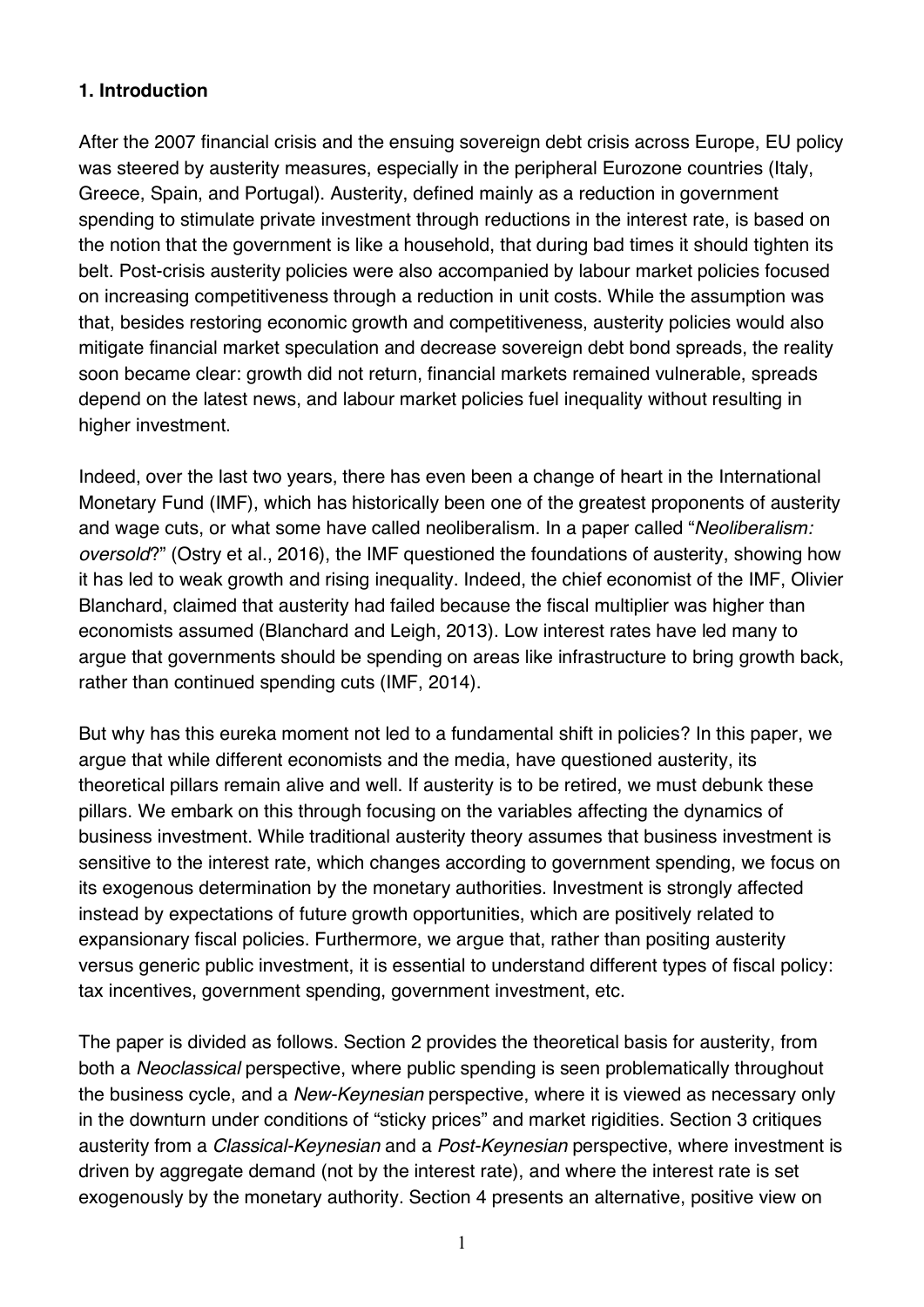## 1. Introduction

After the 2007 financial crisis and the ensuing sovereign debt crisis across Europe, EU policy was steered by austerity measures, especially in the peripheral Eurozone countries (Italy, Greece, Spain, and Portugal). Austerity, defined mainly as a reduction in government spending to stimulate private investment through reductions in the interest rate, is based on the notion that the government is like a household, that during bad times it should tighten its belt. Post-crisis austerity policies were also accompanied by labour market policies focused on increasing competitiveness through a reduction in unit costs. While the assumption was that, besides restoring economic growth and competitiveness, austerity policies would also mitigate financial market speculation and decrease sovereign debt bond spreads, the reality soon became clear: growth did not return, financial markets remained vulnerable, spreads depend on the latest news, and labour market policies fuel inequality without resulting in higher investment.

Indeed, over the last two years, there has even been a change of heart in the International Monetary Fund (IMF), which has historically been one of the greatest proponents of austerity and wage cuts, or what some have called neoliberalism. In a paper called "*Neoliberalism: oversold*?" (Ostry et al., 2016), the IMF questioned the foundations of austerity, showing how it has led to weak growth and rising inequality. Indeed, the chief economist of the IMF, Olivier Blanchard, claimed that austerity had failed because the fiscal multiplier was higher than economists assumed (Blanchard and Leigh, 2013). Low interest rates have led many to argue that governments should be spending on areas like infrastructure to bring growth back, rather than continued spending cuts (IMF, 2014).

But why has this eureka moment not led to a fundamental shift in policies? In this paper, we argue that while different economists and the media, have questioned austerity, its theoretical pillars remain alive and well. If austerity is to be retired, we must debunk these pillars. We embark on this through focusing on the variables affecting the dynamics of business investment. While traditional austerity theory assumes that business investment is sensitive to the interest rate, which changes according to government spending, we focus on its exogenous determination by the monetary authorities. Investment is strongly affected instead by expectations of future growth opportunities, which are positively related to expansionary fiscal policies. Furthermore, we argue that, rather than positing austerity versus generic public investment, it is essential to understand different types of fiscal policy: tax incentives, government spending, government investment, etc.

The paper is divided as follows. Section 2 provides the theoretical basis for austerity, from both a *Neoclassical* perspective, where public spending is seen problematically throughout the business cycle, and a *New-Keynesian* perspective, where it is viewed as necessary only in the downturn under conditions of "sticky prices" and market rigidities. Section 3 critiques austerity from a *Classical-Keynesian* and a *Post-Keynesian* perspective, where investment is driven by aggregate demand (not by the interest rate), and where the interest rate is set exogenously by the monetary authority. Section 4 presents an alternative, positive view on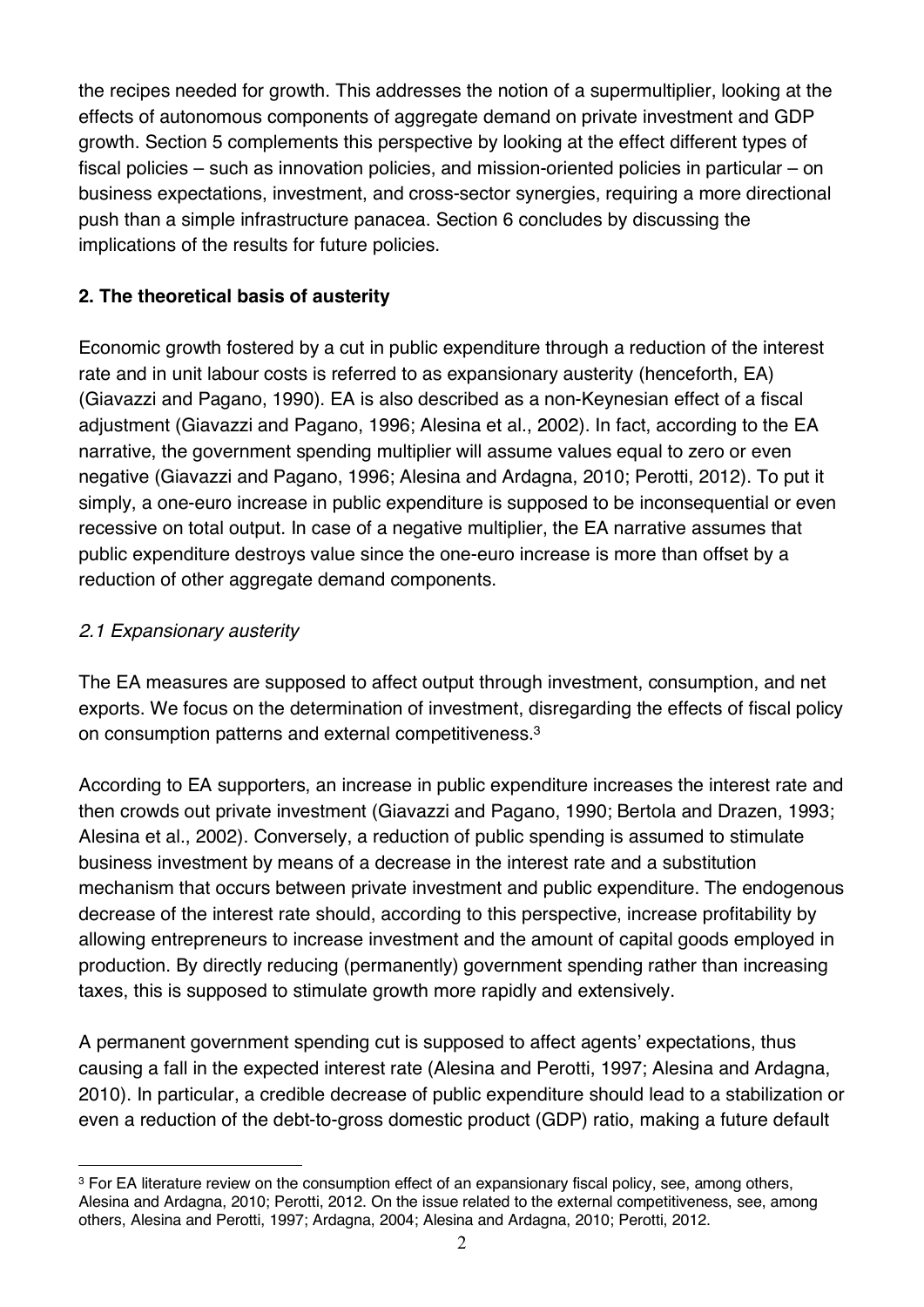the recipes needed for growth. This addresses the notion of a supermultiplier, looking at the effects of autonomous components of aggregate demand on private investment and GDP growth. Section 5 complements this perspective by looking at the effect different types of fiscal policies – such as innovation policies, and mission-oriented policies in particular – on business expectations, investment, and cross-sector synergies, requiring a more directional push than a simple infrastructure panacea. Section 6 concludes by discussing the implications of the results for future policies.

## 2. The theoretical basis of austerity

Economic growth fostered by a cut in public expenditure through a reduction of the interest rate and in unit labour costs is referred to as expansionary austerity (henceforth, EA) (Giavazzi and Pagano, 1990). EA is also described as a non-Keynesian effect of a fiscal adjustment (Giavazzi and Pagano, 1996; Alesina et al., 2002). In fact, according to the EA narrative, the government spending multiplier will assume values equal to zero or even negative (Giavazzi and Pagano, 1996; Alesina and Ardagna, 2010; Perotti, 2012). To put it simply, a one-euro increase in public expenditure is supposed to be inconsequential or even recessive on total output. In case of a negative multiplier, the EA narrative assumes that public expenditure destroys value since the one-euro increase is more than offset by a reduction of other aggregate demand components.

### *2.1 Expansionary austerity*

The EA measures are supposed to affect output through investment, consumption, and net exports. We focus on the determination of investment, disregarding the effects of fiscal policy on consumption patterns and external competitiveness.[3]

According to EA supporters, an increase in public expenditure increases the interest rate and then crowds out private investment (Giavazzi and Pagano, 1990; Bertola and Drazen, 1993; Alesina et al., 2002). Conversely, a reduction of public spending is assumed to stimulate business investment by means of a decrease in the interest rate and a substitution mechanism that occurs between private investment and public expenditure. The endogenous decrease of the interest rate should, according to this perspective, increase profitability by allowing entrepreneurs to increase investment and the amount of capital goods employed in production. By directly reducing (permanently) government spending rather than increasing taxes, this is supposed to stimulate growth more rapidly and extensively.

A permanent government spending cut is supposed to affect agents' expectations, thus causing a fall in the expected interest rate (Alesina and Perotti, 1997; Alesina and Ardagna, 2010). In particular, a credible decrease of public expenditure should lead to a stabilization or even a reduction of the debt-to-gross domestic product (GDP) ratio, making a future default

---

[3] For EA literature review on the consumption effect of an expansionary fiscal policy, see, among others, Alesina and Ardagna, 2010; Perotti, 2012. On the issue related to the external competitiveness, see, among others, Alesina and Perotti, 1997; Ardagna, 2004; Alesina and Ardagna, 2010; Perotti, 2012.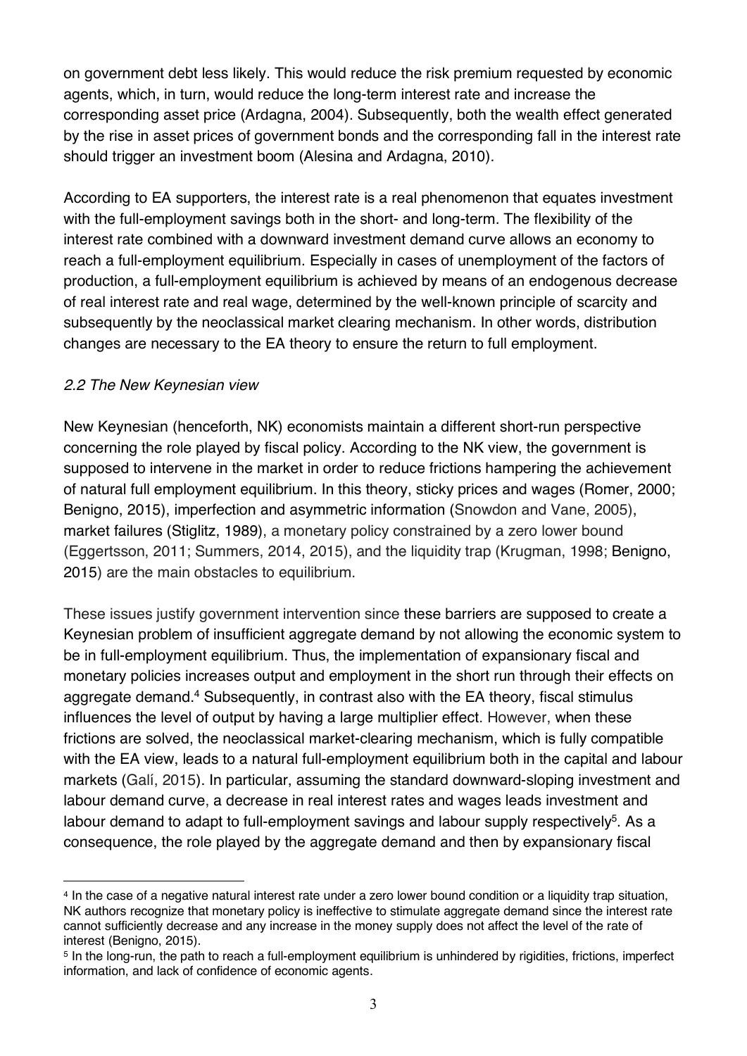on government debt less likely. This would reduce the risk premium requested by economic agents, which, in turn, would reduce the long-term interest rate and increase the corresponding asset price (Ardagna, 2004). Subsequently, both the wealth effect generated by the rise in asset prices of government bonds and the corresponding fall in the interest rate should trigger an investment boom (Alesina and Ardagna, 2010).

According to EA supporters, the interest rate is a real phenomenon that equates investment with the full-employment savings both in the short- and long-term. The flexibility of the interest rate combined with a downward investment demand curve allows an economy to reach a full-employment equilibrium. Especially in cases of unemployment of the factors of production, a full-employment equilibrium is achieved by means of an endogenous decrease of real interest rate and real wage, determined by the well-known principle of scarcity and subsequently by the neoclassical market clearing mechanism. In other words, distribution changes are necessary to the EA theory to ensure the return to full employment.

### *2.2 The New Keynesian view*

New Keynesian (henceforth, NK) economists maintain a different short-run perspective concerning the role played by fiscal policy. According to the NK view, the government is supposed to intervene in the market in order to reduce frictions hampering the achievement of natural full employment equilibrium. In this theory, sticky prices and wages (Romer, 2000; Benigno, 2015), imperfection and asymmetric information (Snowdon and Vane, 2005), market failures (Stiglitz, 1989), a monetary policy constrained by a zero lower bound (Eggertsson, 2011; Summers, 2014, 2015), and the liquidity trap (Krugman, 1998; Benigno, 2015) are the main obstacles to equilibrium.

These issues justify government intervention since these barriers are supposed to create a Keynesian problem of insufficient aggregate demand by not allowing the economic system to be in full-employment equilibrium. Thus, the implementation of expansionary fiscal and monetary policies increases output and employment in the short run through their effects on aggregate demand.[4] Subsequently, in contrast also with the EA theory, fiscal stimulus influences the level of output by having a large multiplier effect. However, when these frictions are solved, the neoclassical market-clearing mechanism, which is fully compatible with the EA view, leads to a natural full-employment equilibrium both in the capital and labour markets (Galí, 2015). In particular, assuming the standard downward-sloping investment and labour demand curve, a decrease in real interest rates and wages leads investment and labour demand to adapt to full-employment savings and labour supply respectively[5]. As a consequence, the role played by the aggregate demand and then by expansionary fiscal

---

[4] In the case of a negative natural interest rate under a zero lower bound condition or a liquidity trap situation, NK authors recognize that monetary policy is ineffective to stimulate aggregate demand since the interest rate cannot sufficiently decrease and any increase in the money supply does not affect the level of the rate of interest (Benigno, 2015).

[5] In the long-run, the path to reach a full-employment equilibrium is unhindered by rigidities, frictions, imperfect information, and lack of confidence of economic agents.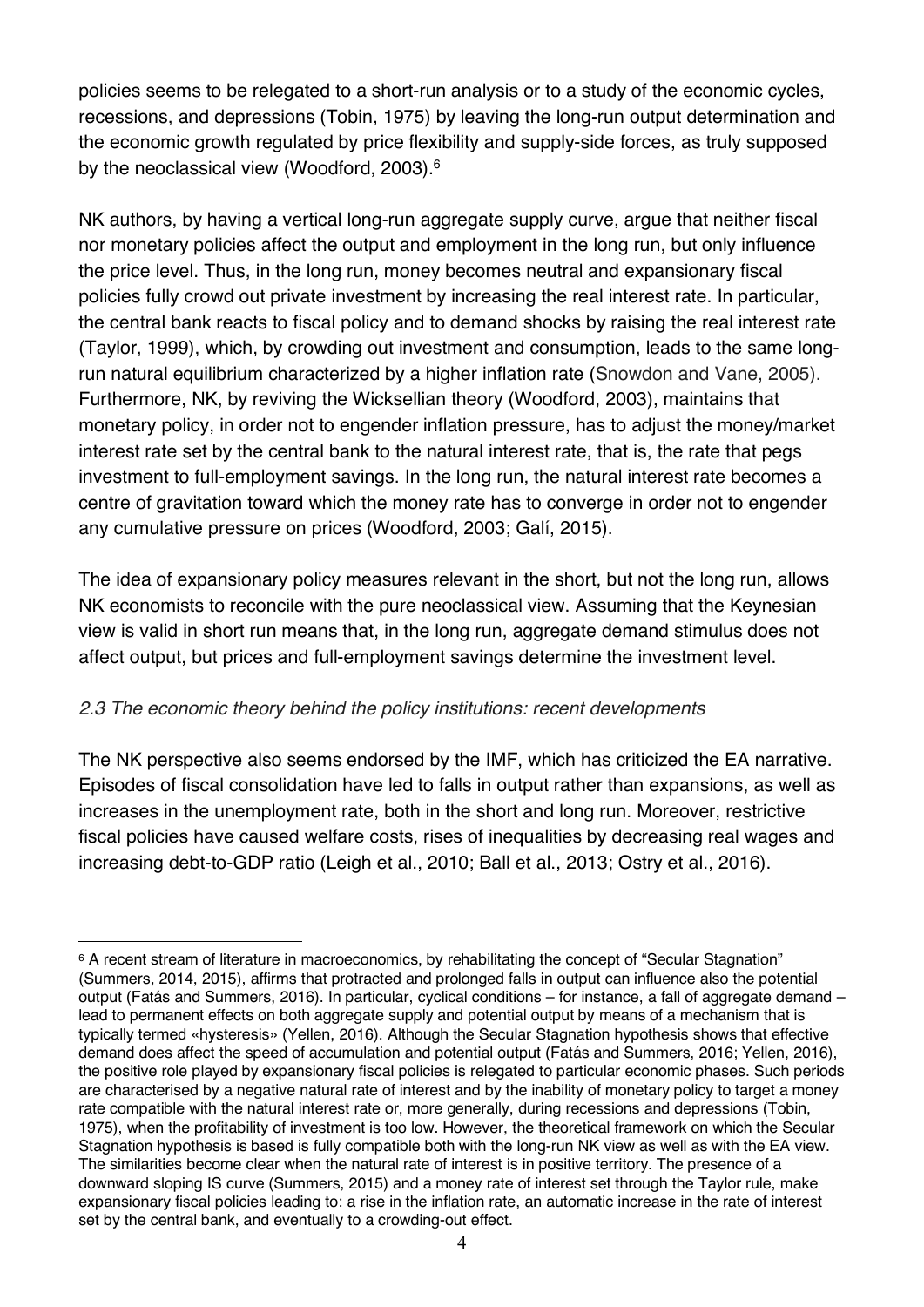policies seems to be relegated to a short-run analysis or to a study of the economic cycles, recessions, and depressions (Tobin, 1975) by leaving the long-run output determination and the economic growth regulated by price flexibility and supply-side forces, as truly supposed by the neoclassical view (Woodford, 2003).[6]

NK authors, by having a vertical long-run aggregate supply curve, argue that neither fiscal nor monetary policies affect the output and employment in the long run, but only influence the price level. Thus, in the long run, money becomes neutral and expansionary fiscal policies fully crowd out private investment by increasing the real interest rate. In particular, the central bank reacts to fiscal policy and to demand shocks by raising the real interest rate (Taylor, 1999), which, by crowding out investment and consumption, leads to the same long-run natural equilibrium characterized by a higher inflation rate (Snowdon and Vane, 2005). Furthermore, NK, by reviving the Wicksellian theory (Woodford, 2003), maintains that monetary policy, in order not to engender inflation pressure, has to adjust the money/market interest rate set by the central bank to the natural interest rate, that is, the rate that pegs investment to full-employment savings. In the long run, the natural interest rate becomes a centre of gravitation toward which the money rate has to converge in order not to engender any cumulative pressure on prices (Woodford, 2003; Galí, 2015).

The idea of expansionary policy measures relevant in the short, but not the long run, allows NK economists to reconcile with the pure neoclassical view. Assuming that the Keynesian view is valid in short run means that, in the long run, aggregate demand stimulus does not affect output, but prices and full-employment savings determine the investment level.

### *2.3 The economic theory behind the policy institutions: recent developments*

The NK perspective also seems endorsed by the IMF, which has criticized the EA narrative. Episodes of fiscal consolidation have led to falls in output rather than expansions, as well as increases in the unemployment rate, both in the short and long run. Moreover, restrictive fiscal policies have caused welfare costs, rises of inequalities by decreasing real wages and increasing debt-to-GDP ratio (Leigh et al., 2010; Ball et al., 2013; Ostry et al., 2016).

---

[6] A recent stream of literature in macroeconomics, by rehabilitating the concept of "Secular Stagnation" (Summers, 2014, 2015), affirms that protracted and prolonged falls in output can influence also the potential output (Fatás and Summers, 2016). In particular, cyclical conditions – for instance, a fall of aggregate demand – lead to permanent effects on both aggregate supply and potential output by means of a mechanism that is typically termed «hysteresis» (Yellen, 2016). Although the Secular Stagnation hypothesis shows that effective demand does affect the speed of accumulation and potential output (Fatás and Summers, 2016; Yellen, 2016), the positive role played by expansionary fiscal policies is relegated to particular economic phases. Such periods are characterised by a negative natural rate of interest and by the inability of monetary policy to target a money rate compatible with the natural interest rate or, more generally, during recessions and depressions (Tobin, 1975), when the profitability of investment is too low. However, the theoretical framework on which the Secular Stagnation hypothesis is based is fully compatible both with the long-run NK view as well as with the EA view. The similarities become clear when the natural rate of interest is in positive territory. The presence of a downward sloping IS curve (Summers, 2015) and a money rate of interest set through the Taylor rule, make expansionary fiscal policies leading to: a rise in the inflation rate, an automatic increase in the rate of interest set by the central bank, and eventually to a crowding-out effect.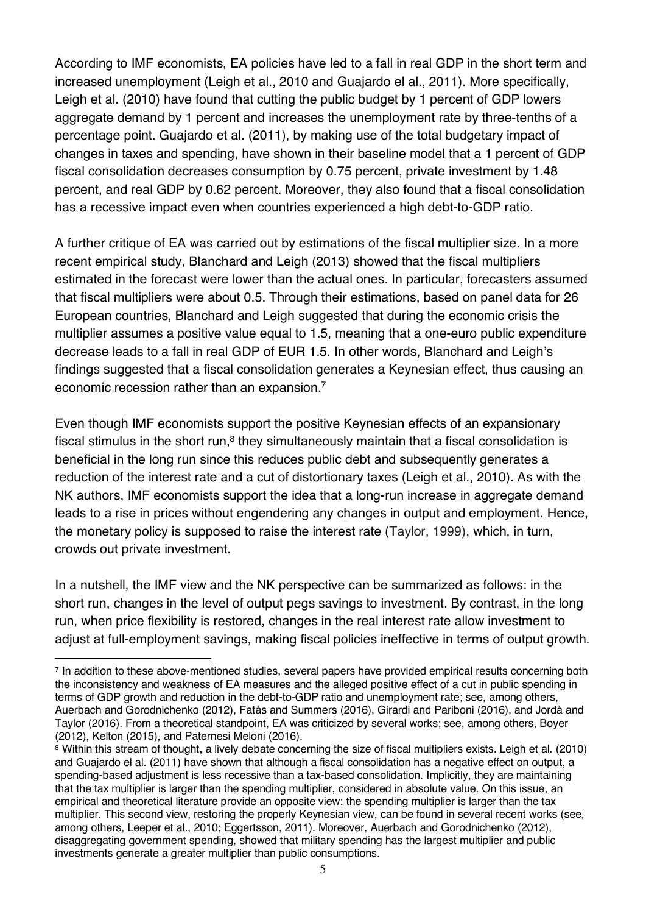According to IMF economists, EA policies have led to a fall in real GDP in the short term and increased unemployment (Leigh et al., 2010 and Guajardo el al., 2011). More specifically, Leigh et al. (2010) have found that cutting the public budget by 1 percent of GDP lowers aggregate demand by 1 percent and increases the unemployment rate by three-tenths of a percentage point. Guajardo et al. (2011), by making use of the total budgetary impact of changes in taxes and spending, have shown in their baseline model that a 1 percent of GDP fiscal consolidation decreases consumption by 0.75 percent, private investment by 1.48 percent, and real GDP by 0.62 percent. Moreover, they also found that a fiscal consolidation has a recessive impact even when countries experienced a high debt-to-GDP ratio.

A further critique of EA was carried out by estimations of the fiscal multiplier size. In a more recent empirical study, Blanchard and Leigh (2013) showed that the fiscal multipliers estimated in the forecast were lower than the actual ones. In particular, forecasters assumed that fiscal multipliers were about 0.5. Through their estimations, based on panel data for 26 European countries, Blanchard and Leigh suggested that during the economic crisis the multiplier assumes a positive value equal to 1.5, meaning that a one-euro public expenditure decrease leads to a fall in real GDP of EUR 1.5. In other words, Blanchard and Leigh's findings suggested that a fiscal consolidation generates a Keynesian effect, thus causing an economic recession rather than an expansion.[7]

Even though IMF economists support the positive Keynesian effects of an expansionary fiscal stimulus in the short run,[8] they simultaneously maintain that a fiscal consolidation is beneficial in the long run since this reduces public debt and subsequently generates a reduction of the interest rate and a cut of distortionary taxes (Leigh et al., 2010). As with the NK authors, IMF economists support the idea that a long-run increase in aggregate demand leads to a rise in prices without engendering any changes in output and employment. Hence, the monetary policy is supposed to raise the interest rate (Taylor, 1999), which, in turn, crowds out private investment.

In a nutshell, the IMF view and the NK perspective can be summarized as follows: in the short run, changes in the level of output pegs savings to investment. By contrast, in the long run, when price flexibility is restored, changes in the real interest rate allow investment to adjust at full-employment savings, making fiscal policies ineffective in terms of output growth.

---

[7] In addition to these above-mentioned studies, several papers have provided empirical results concerning both the inconsistency and weakness of EA measures and the alleged positive effect of a cut in public spending in terms of GDP growth and reduction in the debt-to-GDP ratio and unemployment rate; see, among others, Auerbach and Gorodnichenko (2012), Fatás and Summers (2016), Girardi and Pariboni (2016), and Jordà and Taylor (2016). From a theoretical standpoint, EA was criticized by several works; see, among others, Boyer (2012), Kelton (2015), and Paternesi Meloni (2016).

[8] Within this stream of thought, a lively debate concerning the size of fiscal multipliers exists. Leigh et al. (2010) and Guajardo el al. (2011) have shown that although a fiscal consolidation has a negative effect on output, a spending-based adjustment is less recessive than a tax-based consolidation. Implicitly, they are maintaining that the tax multiplier is larger than the spending multiplier, considered in absolute value. On this issue, an empirical and theoretical literature provide an opposite view: the spending multiplier is larger than the tax multiplier. This second view, restoring the properly Keynesian view, can be found in several recent works (see, among others, Leeper et al., 2010; Eggertsson, 2011). Moreover, Auerbach and Gorodnichenko (2012), disaggregating government spending, showed that military spending has the largest multiplier and public investments generate a greater multiplier than public consumptions.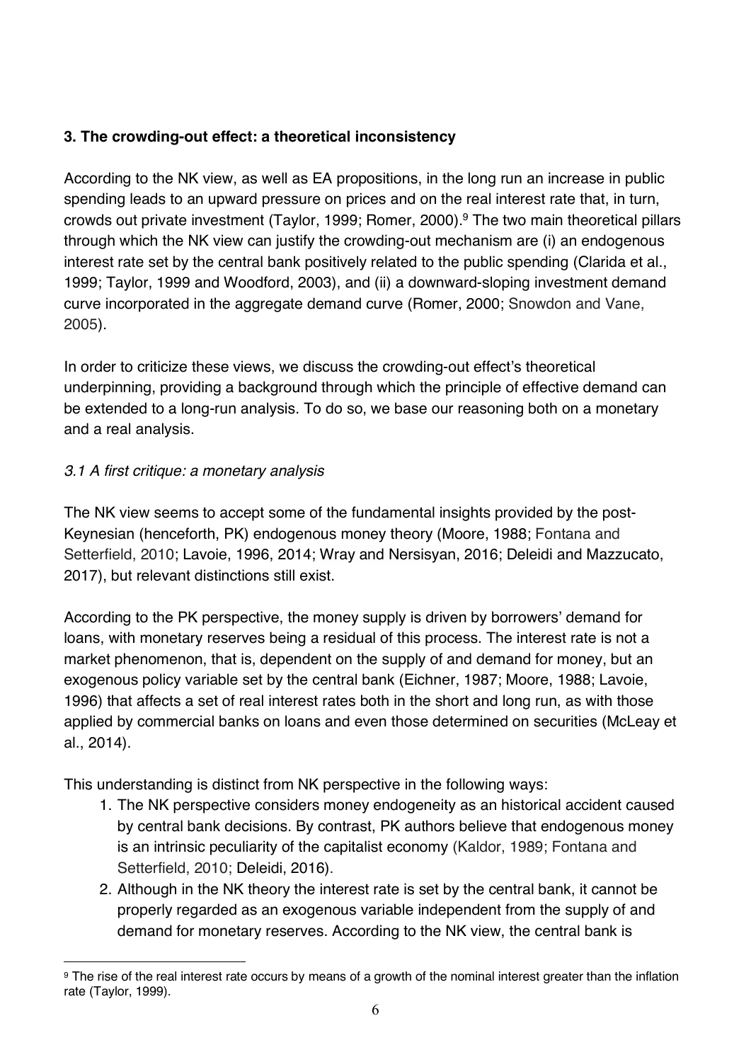### 3. The crowding-out effect: a theoretical inconsistency

According to the NK view, as well as EA propositions, in the long run an increase in public spending leads to an upward pressure on prices and on the real interest rate that, in turn, crowds out private investment (Taylor, 1999; Romer, 2000).[9] The two main theoretical pillars through which the NK view can justify the crowding-out mechanism are (i) an endogenous interest rate set by the central bank positively related to the public spending (Clarida et al., 1999; Taylor, 1999 and Woodford, 2003), and (ii) a downward-sloping investment demand curve incorporated in the aggregate demand curve (Romer, 2000; Snowdon and Vane, 2005).

In order to criticize these views, we discuss the crowding-out effect's theoretical underpinning, providing a background through which the principle of effective demand can be extended to a long-run analysis. To do so, we base our reasoning both on a monetary and a real analysis.

#### *3.1 A first critique: a monetary analysis*

The NK view seems to accept some of the fundamental insights provided by the post-Keynesian (henceforth, PK) endogenous money theory (Moore, 1988; Fontana and Setterfield, 2010; Lavoie, 1996, 2014; Wray and Nersisyan, 2016; Deleidi and Mazzucato, 2017), but relevant distinctions still exist.

According to the PK perspective, the money supply is driven by borrowers' demand for loans, with monetary reserves being a residual of this process. The interest rate is not a market phenomenon, that is, dependent on the supply of and demand for money, but an exogenous policy variable set by the central bank (Eichner, 1987; Moore, 1988; Lavoie, 1996) that affects a set of real interest rates both in the short and long run, as with those applied by commercial banks on loans and even those determined on securities (McLeay et al., 2014).

This understanding is distinct from NK perspective in the following ways:

1. The NK perspective considers money endogeneity as an historical accident caused by central bank decisions. By contrast, PK authors believe that endogenous money is an intrinsic peculiarity of the capitalist economy (Kaldor, 1989; Fontana and Setterfield, 2010; Deleidi, 2016).
2. Although in the NK theory the interest rate is set by the central bank, it cannot be properly regarded as an exogenous variable independent from the supply of and demand for monetary reserves. According to the NK view, the central bank is

[9] The rise of the real interest rate occurs by means of a growth of the nominal interest greater than the inflation rate (Taylor, 1999).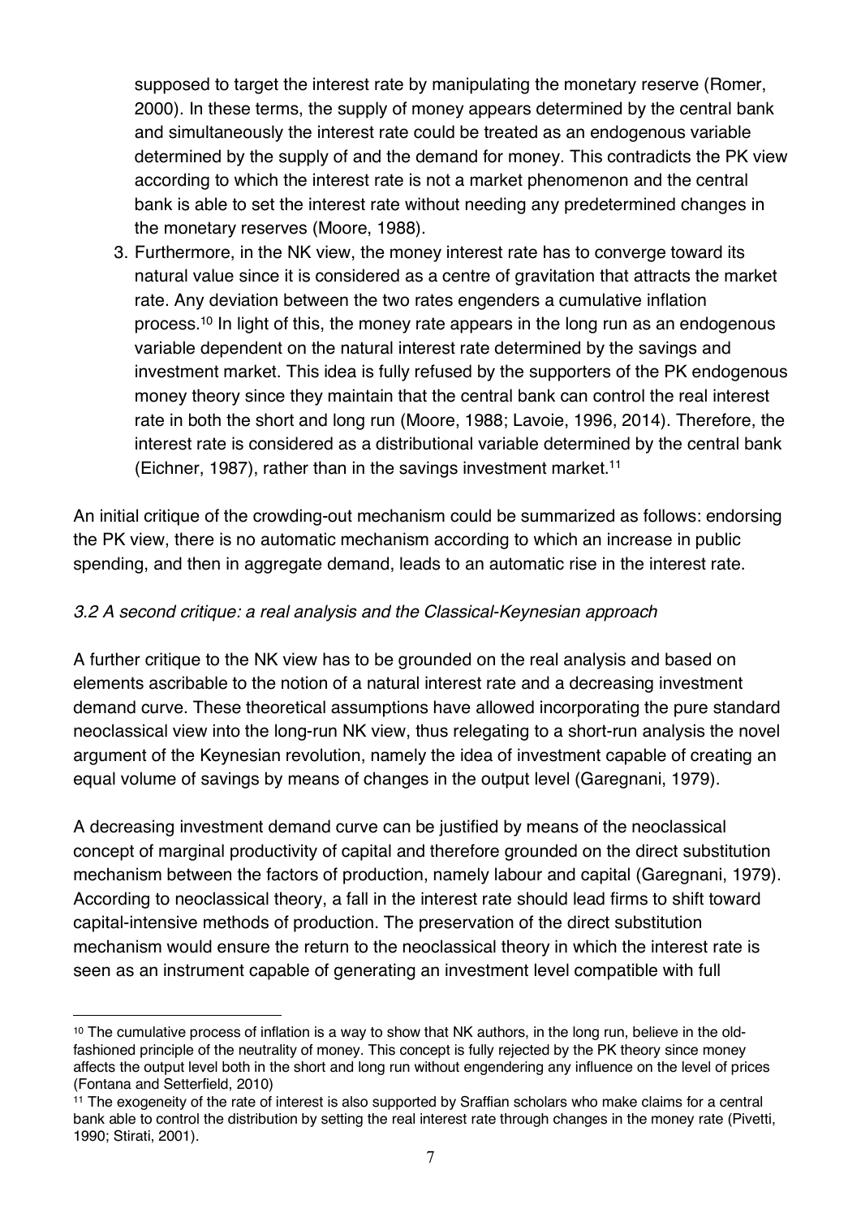supposed to target the interest rate by manipulating the monetary reserve (Romer, 2000). In these terms, the supply of money appears determined by the central bank and simultaneously the interest rate could be treated as an endogenous variable determined by the supply of and the demand for money. This contradicts the PK view according to which the interest rate is not a market phenomenon and the central bank is able to set the interest rate without needing any predetermined changes in the monetary reserves (Moore, 1988).

3. Furthermore, in the NK view, the money interest rate has to converge toward its natural value since it is considered as a centre of gravitation that attracts the market rate. Any deviation between the two rates engenders a cumulative inflation process.[10] In light of this, the money rate appears in the long run as an endogenous variable dependent on the natural interest rate determined by the savings and investment market. This idea is fully refused by the supporters of the PK endogenous money theory since they maintain that the central bank can control the real interest rate in both the short and long run (Moore, 1988; Lavoie, 1996, 2014). Therefore, the interest rate is considered as a distributional variable determined by the central bank (Eichner, 1987), rather than in the savings investment market.[11]

An initial critique of the crowding-out mechanism could be summarized as follows: endorsing the PK view, there is no automatic mechanism according to which an increase in public spending, and then in aggregate demand, leads to an automatic rise in the interest rate.

### *3.2 A second critique: a real analysis and the Classical-Keynesian approach*

A further critique to the NK view has to be grounded on the real analysis and based on elements ascribable to the notion of a natural interest rate and a decreasing investment demand curve. These theoretical assumptions have allowed incorporating the pure standard neoclassical view into the long-run NK view, thus relegating to a short-run analysis the novel argument of the Keynesian revolution, namely the idea of investment capable of creating an equal volume of savings by means of changes in the output level (Garegnani, 1979).

A decreasing investment demand curve can be justified by means of the neoclassical concept of marginal productivity of capital and therefore grounded on the direct substitution mechanism between the factors of production, namely labour and capital (Garegnani, 1979). According to neoclassical theory, a fall in the interest rate should lead firms to shift toward capital-intensive methods of production. The preservation of the direct substitution mechanism would ensure the return to the neoclassical theory in which the interest rate is seen as an instrument capable of generating an investment level compatible with full

---

[10] The cumulative process of inflation is a way to show that NK authors, in the long run, believe in the old-fashioned principle of the neutrality of money. This concept is fully rejected by the PK theory since money affects the output level both in the short and long run without engendering any influence on the level of prices (Fontana and Setterfield, 2010)

[11] The exogeneity of the rate of interest is also supported by Sraffian scholars who make claims for a central bank able to control the distribution by setting the real interest rate through changes in the money rate (Pivetti, 1990; Stirati, 2001).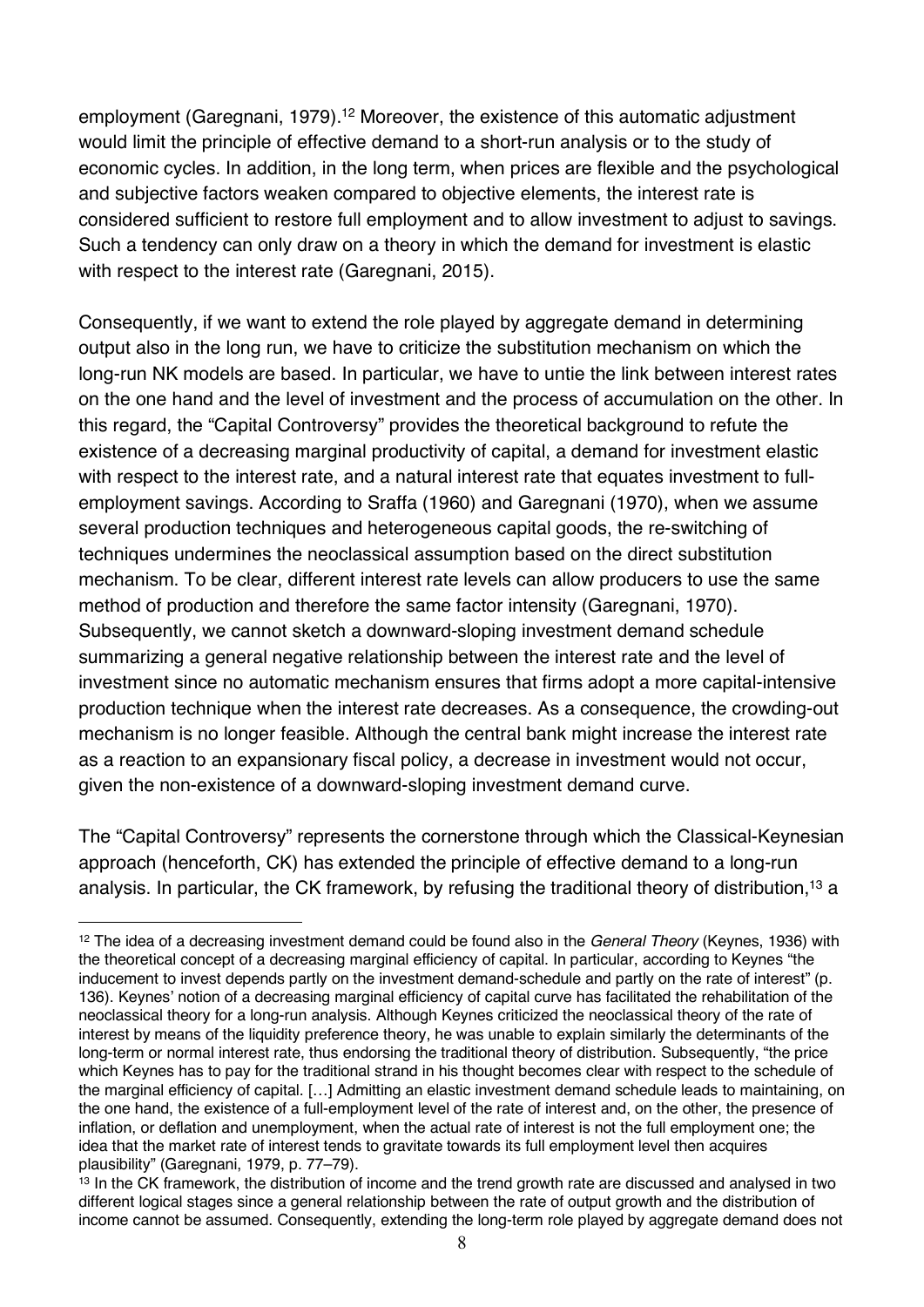employment (Garegnani, 1979).[12] Moreover, the existence of this automatic adjustment would limit the principle of effective demand to a short-run analysis or to the study of economic cycles. In addition, in the long term, when prices are flexible and the psychological and subjective factors weaken compared to objective elements, the interest rate is considered sufficient to restore full employment and to allow investment to adjust to savings. Such a tendency can only draw on a theory in which the demand for investment is elastic with respect to the interest rate (Garegnani, 2015).

Consequently, if we want to extend the role played by aggregate demand in determining output also in the long run, we have to criticize the substitution mechanism on which the long-run NK models are based. In particular, we have to untie the link between interest rates on the one hand and the level of investment and the process of accumulation on the other. In this regard, the "Capital Controversy" provides the theoretical background to refute the existence of a decreasing marginal productivity of capital, a demand for investment elastic with respect to the interest rate, and a natural interest rate that equates investment to full-employment savings. According to Sraffa (1960) and Garegnani (1970), when we assume several production techniques and heterogeneous capital goods, the re-switching of techniques undermines the neoclassical assumption based on the direct substitution mechanism. To be clear, different interest rate levels can allow producers to use the same method of production and therefore the same factor intensity (Garegnani, 1970). Subsequently, we cannot sketch a downward-sloping investment demand schedule summarizing a general negative relationship between the interest rate and the level of investment since no automatic mechanism ensures that firms adopt a more capital-intensive production technique when the interest rate decreases. As a consequence, the crowding-out mechanism is no longer feasible. Although the central bank might increase the interest rate as a reaction to an expansionary fiscal policy, a decrease in investment would not occur, given the non-existence of a downward-sloping investment demand curve.

The "Capital Controversy" represents the cornerstone through which the Classical-Keynesian approach (henceforth, CK) has extended the principle of effective demand to a long-run analysis. In particular, the CK framework, by refusing the traditional theory of distribution,[13] a

[12] The idea of a decreasing investment demand could be found also in the *General Theory* (Keynes, 1936) with the theoretical concept of a decreasing marginal efficiency of capital. In particular, according to Keynes "the inducement to invest depends partly on the investment demand-schedule and partly on the rate of interest" (p. 136). Keynes' notion of a decreasing marginal efficiency of capital curve has facilitated the rehabilitation of the neoclassical theory for a long-run analysis. Although Keynes criticized the neoclassical theory of the rate of interest by means of the liquidity preference theory, he was unable to explain similarly the determinants of the long-term or normal interest rate, thus endorsing the traditional theory of distribution. Subsequently, "the price which Keynes has to pay for the traditional strand in his thought becomes clear with respect to the schedule of the marginal efficiency of capital. […] Admitting an elastic investment demand schedule leads to maintaining, on the one hand, the existence of a full-employment level of the rate of interest and, on the other, the presence of inflation, or deflation and unemployment, when the actual rate of interest is not the full employment one; the idea that the market rate of interest tends to gravitate towards its full employment level then acquires plausibility" (Garegnani, 1979, p. 77–79).

[13] In the CK framework, the distribution of income and the trend growth rate are discussed and analysed in two different logical stages since a general relationship between the rate of output growth and the distribution of income cannot be assumed. Consequently, extending the long-term role played by aggregate demand does not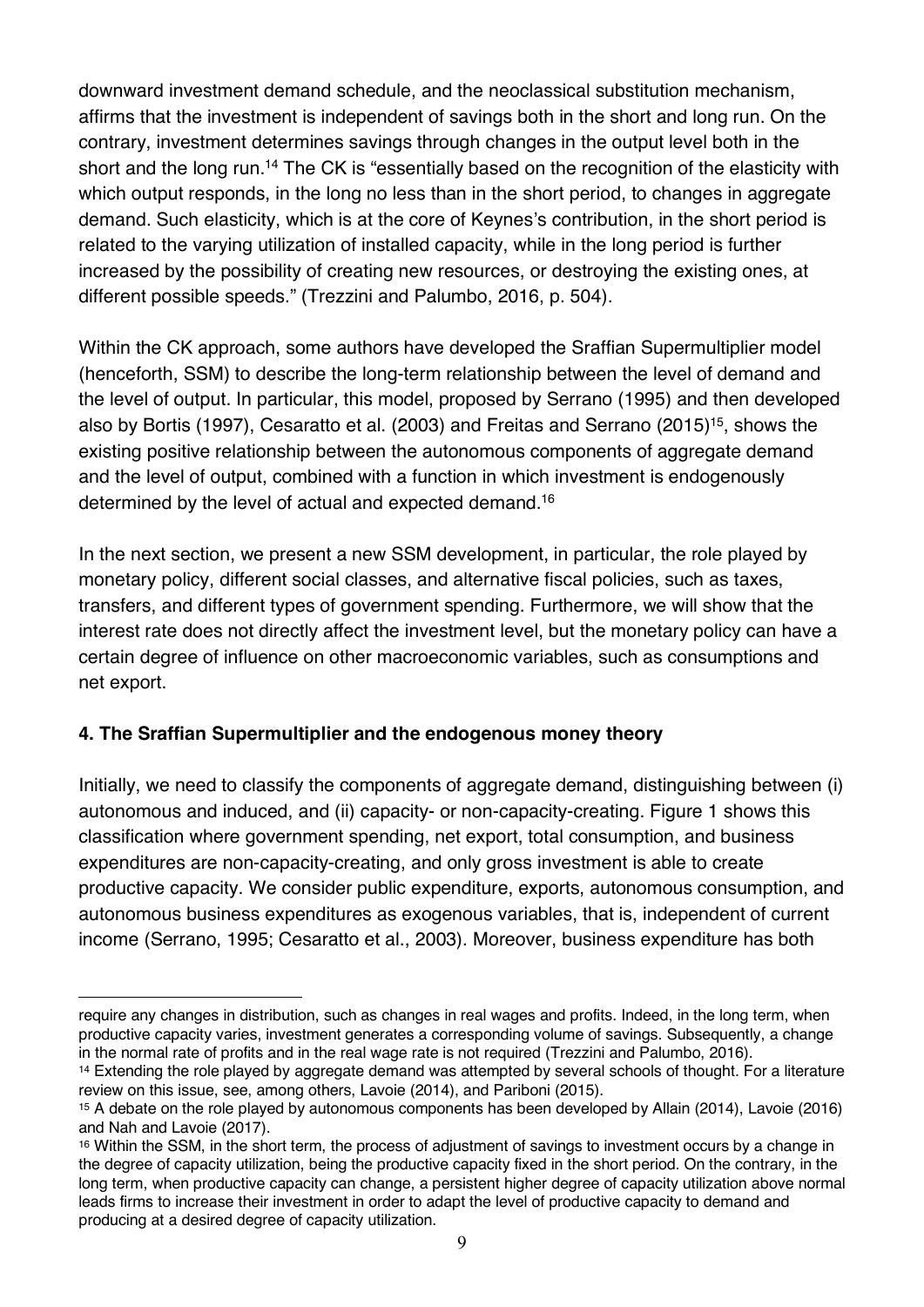downward investment demand schedule, and the neoclassical substitution mechanism, affirms that the investment is independent of savings both in the short and long run. On the contrary, investment determines savings through changes in the output level both in the short and the long run.[14] The CK is "essentially based on the recognition of the elasticity with which output responds, in the long no less than in the short period, to changes in aggregate demand. Such elasticity, which is at the core of Keynes's contribution, in the short period is related to the varying utilization of installed capacity, while in the long period is further increased by the possibility of creating new resources, or destroying the existing ones, at different possible speeds." (Trezzini and Palumbo, 2016, p. 504).

Within the CK approach, some authors have developed the Sraffian Supermultiplier model (henceforth, SSM) to describe the long-term relationship between the level of demand and the level of output. In particular, this model, proposed by Serrano (1995) and then developed also by Bortis (1997), Cesaratto et al. (2003) and Freitas and Serrano (2015)[15], shows the existing positive relationship between the autonomous components of aggregate demand and the level of output, combined with a function in which investment is endogenously determined by the level of actual and expected demand.[16]

In the next section, we present a new SSM development, in particular, the role played by monetary policy, different social classes, and alternative fiscal policies, such as taxes, transfers, and different types of government spending. Furthermore, we will show that the interest rate does not directly affect the investment level, but the monetary policy can have a certain degree of influence on other macroeconomic variables, such as consumptions and net export.

## 4. The Sraffian Supermultiplier and the endogenous money theory

Initially, we need to classify the components of aggregate demand, distinguishing between (i) autonomous and induced, and (ii) capacity- or non-capacity-creating. Figure 1 shows this classification where government spending, net export, total consumption, and business expenditures are non-capacity-creating, and only gross investment is able to create productive capacity. We consider public expenditure, exports, autonomous consumption, and autonomous business expenditures as exogenous variables, that is, independent of current income (Serrano, 1995; Cesaratto et al., 2003). Moreover, business expenditure has both

---

require any changes in distribution, such as changes in real wages and profits. Indeed, in the long term, when productive capacity varies, investment generates a corresponding volume of savings. Subsequently, a change in the normal rate of profits and in the real wage rate is not required (Trezzini and Palumbo, 2016).

[14] Extending the role played by aggregate demand was attempted by several schools of thought. For a literature review on this issue, see, among others, Lavoie (2014), and Pariboni (2015).

[15] A debate on the role played by autonomous components has been developed by Allain (2014), Lavoie (2016) and Nah and Lavoie (2017).

[16] Within the SSM, in the short term, the process of adjustment of savings to investment occurs by a change in the degree of capacity utilization, being the productive capacity fixed in the short period. On the contrary, in the long term, when productive capacity can change, a persistent higher degree of capacity utilization above normal leads firms to increase their investment in order to adapt the level of productive capacity to demand and producing at a desired degree of capacity utilization.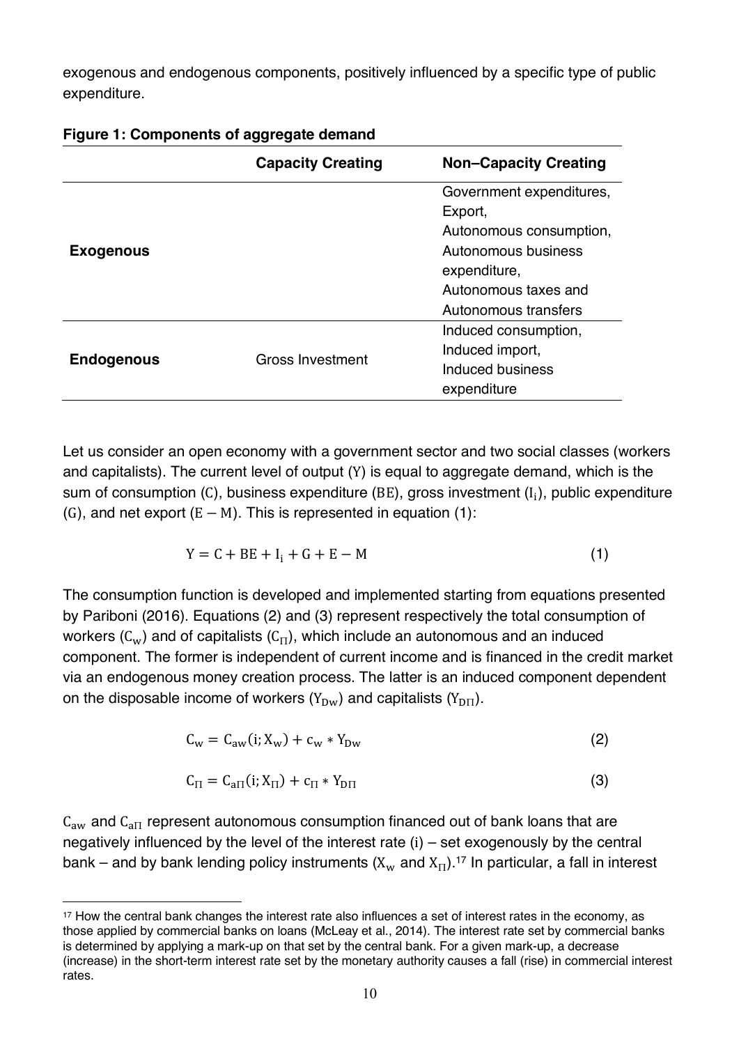exogenous and endogenous components, positively influenced by a specific type of public expenditure.

**Figure 1: Components of aggregate demand**

| | Capacity Creating | Non–Capacity Creating |
|---|---|---|
| **Exogenous** | | Government expenditures, Export, Autonomous consumption, Autonomous business expenditure, Autonomous taxes and Autonomous transfers |
| **Endogenous** | Gross Investment | Induced consumption, Induced import, Induced business expenditure |

Let us consider an open economy with a government sector and two social classes (workers and capitalists). The current level of output ($Y$) is equal to aggregate demand, which is the sum of consumption ($C$), business expenditure ($BE$), gross investment ($I_i$), public expenditure ($G$), and net export ($E - M$). This is represented in equation (1):

$$Y = C + BE + I_i + G + E - M \tag{1}$$

The consumption function is developed and implemented starting from equations presented by Pariboni (2016). Equations (2) and (3) represent respectively the total consumption of workers ($C_w$) and of capitalists ($C_\Pi$), which include an autonomous and an induced component. The former is independent of current income and is financed in the credit market via an endogenous money creation process. The latter is an induced component dependent on the disposable income of workers ($Y_{Dw}$) and capitalists ($Y_{D\Pi}$).

$$C_w = C_{aw}(i; X_w) + c_w * Y_{Dw} \tag{2}$$

$$C_\Pi = C_{a\Pi}(i; X_\Pi) + c_\Pi * Y_{D\Pi} \tag{3}$$

$C_{aw}$ and $C_{a\Pi}$ represent autonomous consumption financed out of bank loans that are negatively influenced by the level of the interest rate ($i$) – set exogenously by the central bank – and by bank lending policy instruments ($X_w$ and $X_\Pi$).[17] In particular, a fall in interest

[17] How the central bank changes the interest rate also influences a set of interest rates in the economy, as those applied by commercial banks on loans (McLeay et al., 2014). The interest rate set by commercial banks is determined by applying a mark-up on that set by the central bank. For a given mark-up, a decrease (increase) in the short-term interest rate set by the monetary authority causes a fall (rise) in commercial interest rates.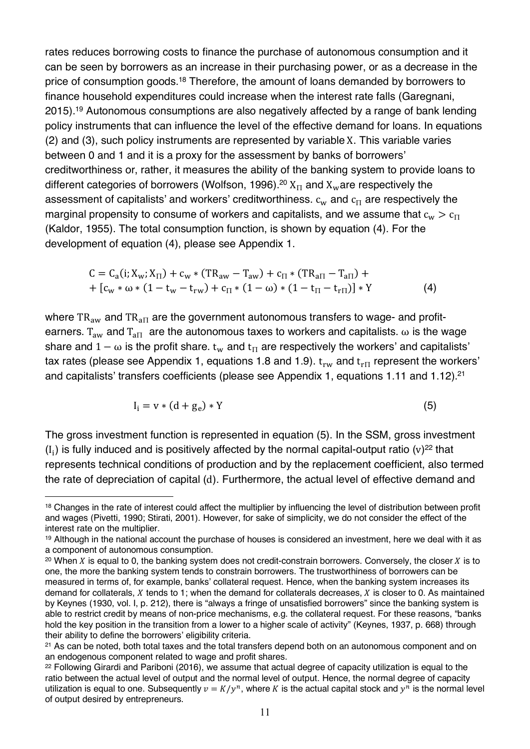rates reduces borrowing costs to finance the purchase of autonomous consumption and it can be seen by borrowers as an increase in their purchasing power, or as a decrease in the price of consumption goods.[18] Therefore, the amount of loans demanded by borrowers to finance household expenditures could increase when the interest rate falls (Garegnani, 2015).[19] Autonomous consumptions are also negatively affected by a range of bank lending policy instruments that can influence the level of the effective demand for loans. In equations (2) and (3), such policy instruments are represented by variable $X$. This variable varies between 0 and 1 and it is a proxy for the assessment by banks of borrowers' creditworthiness or, rather, it measures the ability of the banking system to provide loans to different categories of borrowers (Wolfson, 1996).[20] $X_{\Pi}$ and $X_w$ are respectively the assessment of capitalists' and workers' creditworthiness. $c_w$ and $c_{\Pi}$ are respectively the marginal propensity to consume of workers and capitalists, and we assume that $c_w > c_{\Pi}$ (Kaldor, 1955). The total consumption function, is shown by equation (4). For the development of equation (4), please see Appendix 1.

$$C = C_a(i; X_w; X_{\Pi}) + c_w * (TR_{aw} - T_{aw}) + c_{\Pi} * (TR_{a\Pi} - T_{a\Pi}) + \\ + [c_w * \omega * (1 - t_w - t_{rw}) + c_{\Pi} * (1 - \omega) * (1 - t_{\Pi} - t_{r\Pi})] * Y \quad (4)$$

where $TR_{aw}$ and $TR_{a\Pi}$ are the government autonomous transfers to wage- and profit-earners. $T_{aw}$ and $T_{a\Pi}$ are the autonomous taxes to workers and capitalists. $\omega$ is the wage share and $1 - \omega$ is the profit share. $t_w$ and $t_{\Pi}$ are respectively the workers' and capitalists' tax rates (please see Appendix 1, equations 1.8 and 1.9). $t_{rw}$ and $t_{r\Pi}$ represent the workers' and capitalists' transfers coefficients (please see Appendix 1, equations 1.11 and 1.12).[21]

$$I_i = v * (d + g_e) * Y \quad (5)$$

The gross investment function is represented in equation (5). In the SSM, gross investment ($I_i$) is fully induced and is positively affected by the normal capital-output ratio ($v$)[22] that represents technical conditions of production and by the replacement coefficient, also termed the rate of depreciation of capital ($d$). Furthermore, the actual level of effective demand and

---

[18] Changes in the rate of interest could affect the multiplier by influencing the level of distribution between profit and wages (Pivetti, 1990; Stirati, 2001). However, for sake of simplicity, we do not consider the effect of the interest rate on the multiplier.

[19] Although in the national account the purchase of houses is considered an investment, here we deal with it as a component of autonomous consumption.

[20] When $X$ is equal to 0, the banking system does not credit-constrain borrowers. Conversely, the closer $X$ is to one, the more the banking system tends to constrain borrowers. The trustworthiness of borrowers can be measured in terms of, for example, banks' collateral request. Hence, when the banking system increases its demand for collaterals, $X$ tends to 1; when the demand for collaterals decreases, $X$ is closer to 0. As maintained by Keynes (1930, vol. I, p. 212), there is "always a fringe of unsatisfied borrowers" since the banking system is able to restrict credit by means of non-price mechanisms, e.g. the collateral request. For these reasons, "banks hold the key position in the transition from a lower to a higher scale of activity" (Keynes, 1937, p. 668) through their ability to define the borrowers' eligibility criteria.

[21] As can be noted, both total taxes and the total transfers depend both on an autonomous component and on an endogenous component related to wage and profit shares.

[22] Following Girardi and Pariboni (2016), we assume that actual degree of capacity utilization is equal to the ratio between the actual level of output and the normal level of output. Hence, the normal degree of capacity utilization is equal to one. Subsequently $v = K/y^n$, where $K$ is the actual capital stock and $y^n$ is the normal level of output desired by entrepreneurs.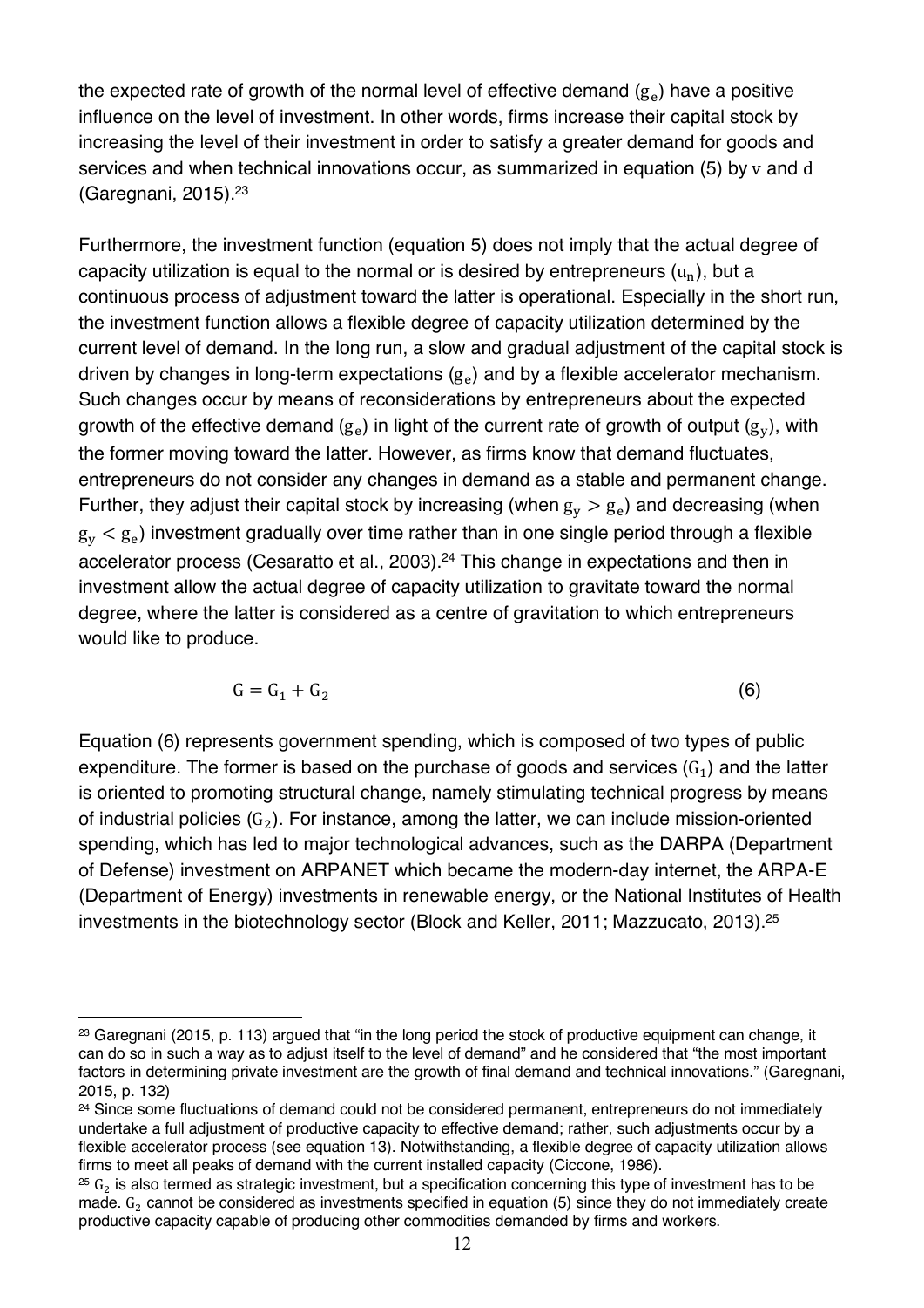the expected rate of growth of the normal level of effective demand ($g_e$) have a positive influence on the level of investment. In other words, firms increase their capital stock by increasing the level of their investment in order to satisfy a greater demand for goods and services and when technical innovations occur, as summarized in equation (5) by $v$ and $d$ (Garegnani, 2015).[23]

Furthermore, the investment function (equation 5) does not imply that the actual degree of capacity utilization is equal to the normal or is desired by entrepreneurs ($u_n$), but a continuous process of adjustment toward the latter is operational. Especially in the short run, the investment function allows a flexible degree of capacity utilization determined by the current level of demand. In the long run, a slow and gradual adjustment of the capital stock is driven by changes in long-term expectations ($g_e$) and by a flexible accelerator mechanism. Such changes occur by means of reconsiderations by entrepreneurs about the expected growth of the effective demand ($g_e$) in light of the current rate of growth of output ($g_y$), with the former moving toward the latter. However, as firms know that demand fluctuates, entrepreneurs do not consider any changes in demand as a stable and permanent change. Further, they adjust their capital stock by increasing (when $g_y > g_e$) and decreasing (when $g_y < g_e$) investment gradually over time rather than in one single period through a flexible accelerator process (Cesaratto et al., 2003).[24] This change in expectations and then in investment allow the actual degree of capacity utilization to gravitate toward the normal degree, where the latter is considered as a centre of gravitation to which entrepreneurs would like to produce.

$$G = G_1 + G_2 \tag{6}$$

Equation (6) represents government spending, which is composed of two types of public expenditure. The former is based on the purchase of goods and services ($G_1$) and the latter is oriented to promoting structural change, namely stimulating technical progress by means of industrial policies ($G_2$). For instance, among the latter, we can include mission-oriented spending, which has led to major technological advances, such as the DARPA (Department of Defense) investment on ARPANET which became the modern-day internet, the ARPA-E (Department of Energy) investments in renewable energy, or the National Institutes of Health investments in the biotechnology sector (Block and Keller, 2011; Mazzucato, 2013).[25]

---

[23] Garegnani (2015, p. 113) argued that "in the long period the stock of productive equipment can change, it can do so in such a way as to adjust itself to the level of demand" and he considered that "the most important factors in determining private investment are the growth of final demand and technical innovations." (Garegnani, 2015, p. 132)

[24] Since some fluctuations of demand could not be considered permanent, entrepreneurs do not immediately undertake a full adjustment of productive capacity to effective demand; rather, such adjustments occur by a flexible accelerator process (see equation 13). Notwithstanding, a flexible degree of capacity utilization allows firms to meet all peaks of demand with the current installed capacity (Ciccone, 1986).

[25] $G_2$ is also termed as strategic investment, but a specification concerning this type of investment has to be made. $G_2$ cannot be considered as investments specified in equation (5) since they do not immediately create productive capacity capable of producing other commodities demanded by firms and workers.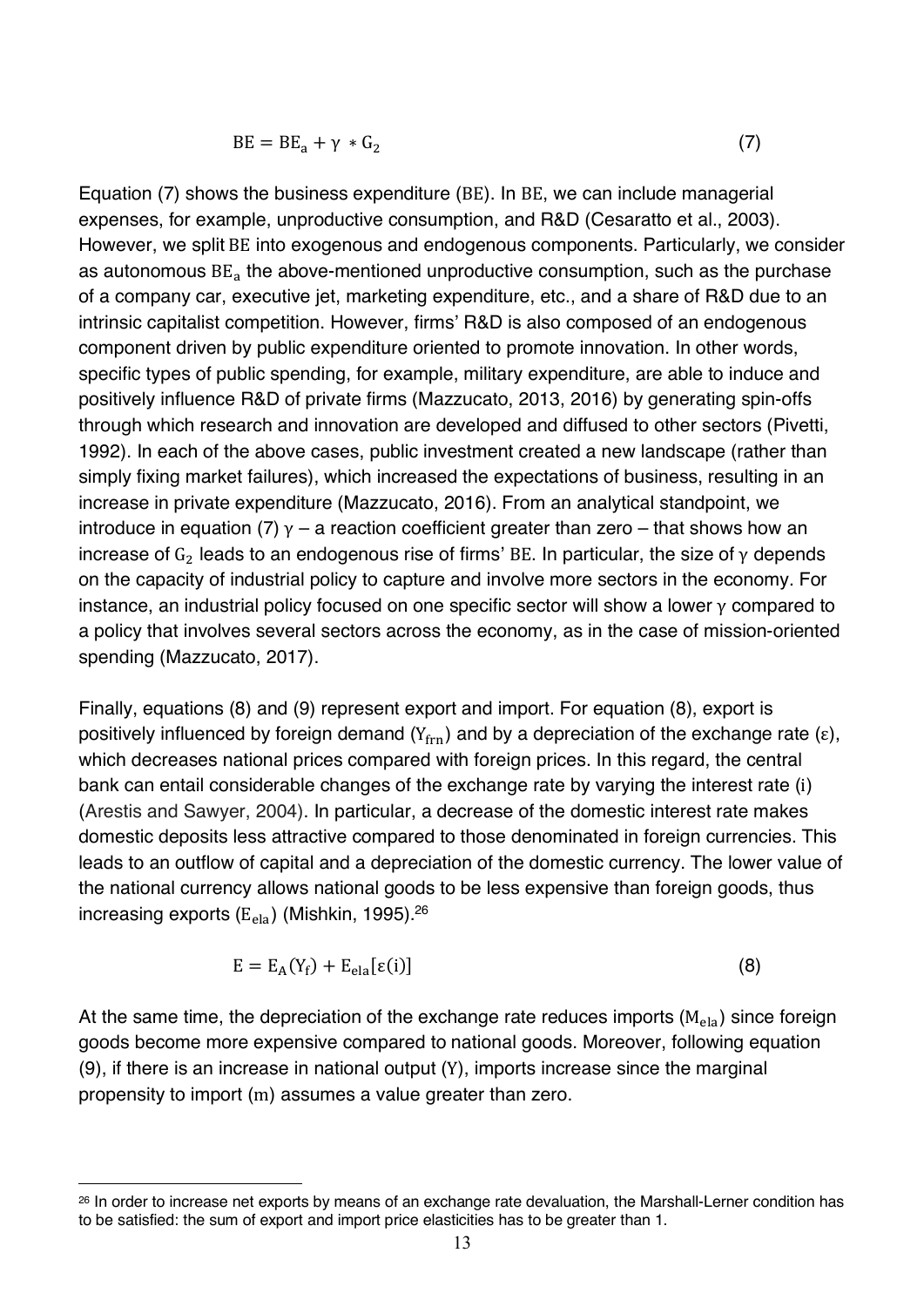$$\mathrm{BE} = \mathrm{BE_a} + \gamma \ast \mathrm{G_2} \tag{7}$$

Equation (7) shows the business expenditure ($\mathrm{BE}$). In $\mathrm{BE}$, we can include managerial expenses, for example, unproductive consumption, and R&D (Cesaratto et al., 2003). However, we split $\mathrm{BE}$ into exogenous and endogenous components. Particularly, we consider as autonomous $\mathrm{BE_a}$ the above-mentioned unproductive consumption, such as the purchase of a company car, executive jet, marketing expenditure, etc., and a share of R&D due to an intrinsic capitalist competition. However, firms' R&D is also composed of an endogenous component driven by public expenditure oriented to promote innovation. In other words, specific types of public spending, for example, military expenditure, are able to induce and positively influence R&D of private firms (Mazzucato, 2013, 2016) by generating spin-offs through which research and innovation are developed and diffused to other sectors (Pivetti, 1992). In each of the above cases, public investment created a new landscape (rather than simply fixing market failures), which increased the expectations of business, resulting in an increase in private expenditure (Mazzucato, 2016). From an analytical standpoint, we introduce in equation (7) $\gamma$ – a reaction coefficient greater than zero – that shows how an increase of $\mathrm{G_2}$ leads to an endogenous rise of firms' $\mathrm{BE}$. In particular, the size of $\gamma$ depends on the capacity of industrial policy to capture and involve more sectors in the economy. For instance, an industrial policy focused on one specific sector will show a lower $\gamma$ compared to a policy that involves several sectors across the economy, as in the case of mission-oriented spending (Mazzucato, 2017).

Finally, equations (8) and (9) represent export and import. For equation (8), export is positively influenced by foreign demand ($\mathrm{Y_{frn}}$) and by a depreciation of the exchange rate ($\varepsilon$), which decreases national prices compared with foreign prices. In this regard, the central bank can entail considerable changes of the exchange rate by varying the interest rate ($\mathrm{i}$) (Arestis and Sawyer, 2004). In particular, a decrease of the domestic interest rate makes domestic deposits less attractive compared to those denominated in foreign currencies. This leads to an outflow of capital and a depreciation of the domestic currency. The lower value of the national currency allows national goods to be less expensive than foreign goods, thus increasing exports ($\mathrm{E_{ela}}$) (Mishkin, 1995).[26]

$$\mathrm{E} = \mathrm{E_A(Y_f)} + \mathrm{E_{ela}}[\varepsilon(\mathrm{i})] \tag{8}$$

At the same time, the depreciation of the exchange rate reduces imports ($\mathrm{M_{ela}}$) since foreign goods become more expensive compared to national goods. Moreover, following equation (9), if there is an increase in national output ($\mathrm{Y}$), imports increase since the marginal propensity to import ($\mathrm{m}$) assumes a value greater than zero.

[26] In order to increase net exports by means of an exchange rate devaluation, the Marshall-Lerner condition has to be satisfied: the sum of export and import price elasticities has to be greater than 1.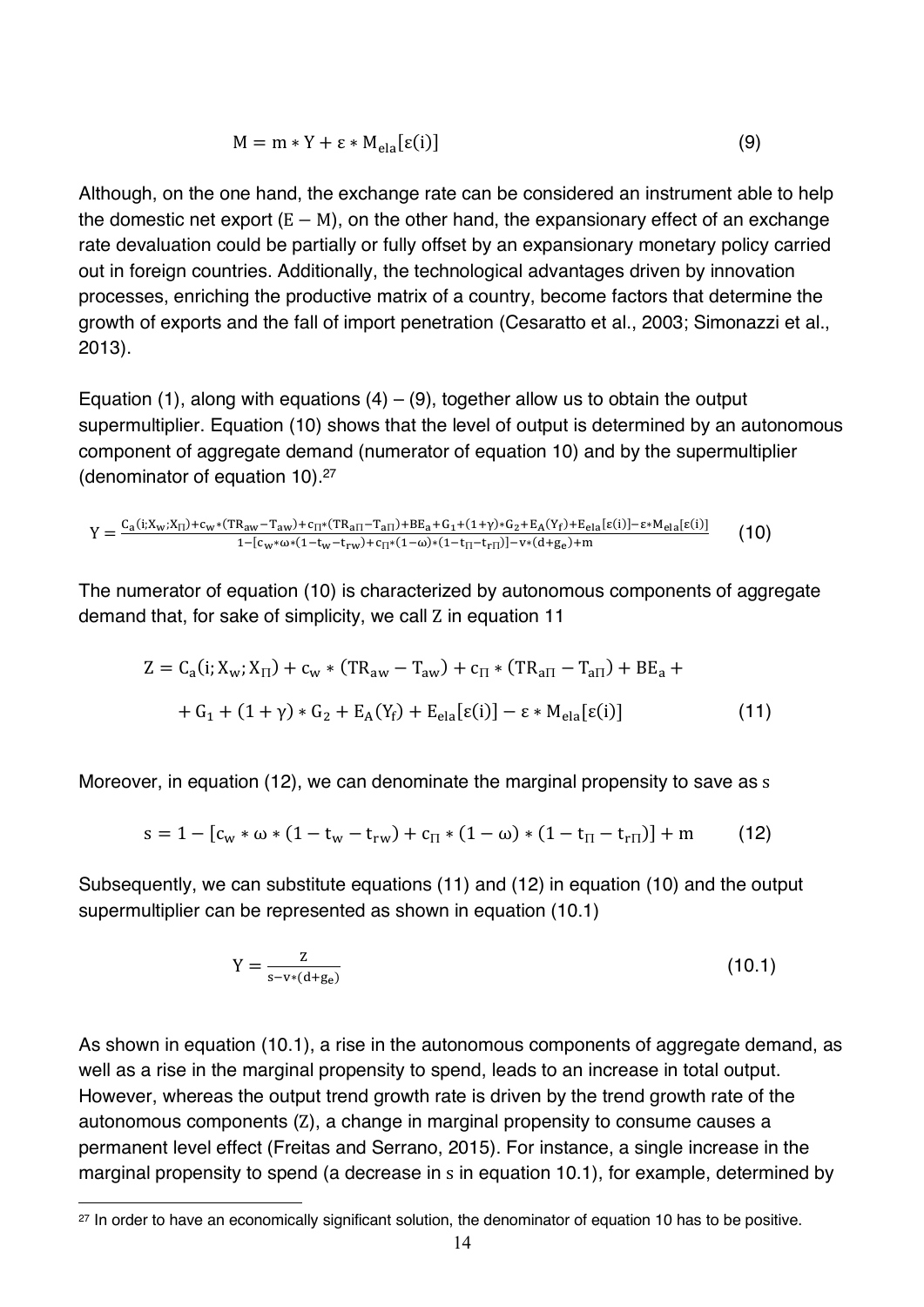$$M = m * Y + \varepsilon * M_{ela}[\varepsilon(i)] \tag{9}$$

Although, on the one hand, the exchange rate can be considered an instrument able to help the domestic net export $(E - M)$, on the other hand, the expansionary effect of an exchange rate devaluation could be partially or fully offset by an expansionary monetary policy carried out in foreign countries. Additionally, the technological advantages driven by innovation processes, enriching the productive matrix of a country, become factors that determine the growth of exports and the fall of import penetration (Cesaratto et al., 2003; Simonazzi et al., 2013).

Equation (1), along with equations (4) – (9), together allow us to obtain the output supermultiplier. Equation (10) shows that the level of output is determined by an autonomous component of aggregate demand (numerator of equation 10) and by the supermultiplier (denominator of equation 10).[27]

$$Y = \frac{C_a(i; X_w; X_\Pi) + c_w * (TR_{aw} - T_{aw}) + c_\Pi * (TR_{a\Pi} - T_{a\Pi}) + BE_a + G_1 + (1+\gamma) * G_2 + E_A(Y_f) + E_{ela}[\varepsilon(i)] - \varepsilon * M_{ela}[\varepsilon(i)]}{1 - [c_w * \omega * (1 - t_w - t_{rw}) + c_\Pi * (1 - \omega) * (1 - t_\Pi - t_{r\Pi})] - v * (d + g_e) + m} \tag{10}$$

The numerator of equation (10) is characterized by autonomous components of aggregate demand that, for sake of simplicity, we call $Z$ in equation 11

$$Z = C_a(i; X_w; X_\Pi) + c_w * (TR_{aw} - T_{aw}) + c_\Pi * (TR_{a\Pi} - T_{a\Pi}) + BE_a +$$
$$+ G_1 + (1+\gamma) * G_2 + E_A(Y_f) + E_{ela}[\varepsilon(i)] - \varepsilon * M_{ela}[\varepsilon(i)] \tag{11}$$

Moreover, in equation (12), we can denominate the marginal propensity to save as $s$

$$s = 1 - [c_w * \omega * (1 - t_w - t_{rw}) + c_\Pi * (1 - \omega) * (1 - t_\Pi - t_{r\Pi})] + m \tag{12}$$

Subsequently, we can substitute equations (11) and (12) in equation (10) and the output supermultiplier can be represented as shown in equation (10.1)

$$Y = \frac{Z}{s - v * (d + g_e)} \tag{10.1}$$

As shown in equation (10.1), a rise in the autonomous components of aggregate demand, as well as a rise in the marginal propensity to spend, leads to an increase in total output. However, whereas the output trend growth rate is driven by the trend growth rate of the autonomous components ($Z$), a change in marginal propensity to consume causes a permanent level effect (Freitas and Serrano, 2015). For instance, a single increase in the marginal propensity to spend (a decrease in $s$ in equation 10.1), for example, determined by

[27] In order to have an economically significant solution, the denominator of equation 10 has to be positive.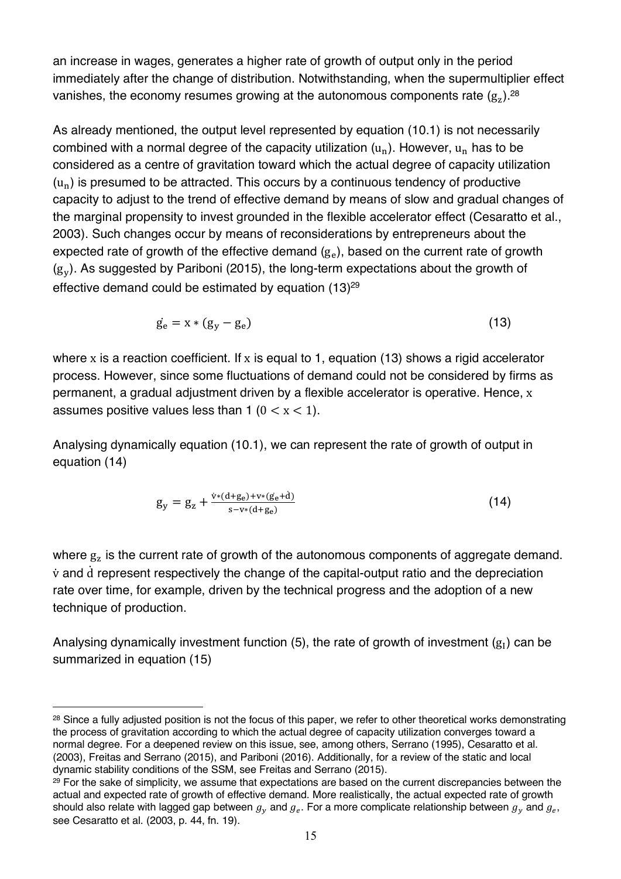an increase in wages, generates a higher rate of growth of output only in the period immediately after the change of distribution. Notwithstanding, when the supermultiplier effect vanishes, the economy resumes growing at the autonomous components rate ($g_z$).[28]

As already mentioned, the output level represented by equation (10.1) is not necessarily combined with a normal degree of the capacity utilization ($u_n$). However, $u_n$ has to be considered as a centre of gravitation toward which the actual degree of capacity utilization ($u_n$) is presumed to be attracted. This occurs by a continuous tendency of productive capacity to adjust to the trend of effective demand by means of slow and gradual changes of the marginal propensity to invest grounded in the flexible accelerator effect (Cesaratto et al., 2003). Such changes occur by means of reconsiderations by entrepreneurs about the expected rate of growth of the effective demand ($g_e$), based on the current rate of growth ($g_y$). As suggested by Pariboni (2015), the long-term expectations about the growth of effective demand could be estimated by equation (13)[29]

$$\dot{g_e} = x * (g_y - g_e) \tag{13}$$

where $x$ is a reaction coefficient. If $x$ is equal to 1, equation (13) shows a rigid accelerator process. However, since some fluctuations of demand could not be considered by firms as permanent, a gradual adjustment driven by a flexible accelerator is operative. Hence, $x$ assumes positive values less than 1 ($0 < x < 1$).

Analysing dynamically equation (10.1), we can represent the rate of growth of output in equation (14)

$$g_y = g_z + \frac{\dot{v} * (d + g_e) + v * (\dot{g_e} + \dot{d})}{s - v * (d + g_e)} \tag{14}$$

where $g_z$ is the current rate of growth of the autonomous components of aggregate demand. $\dot{v}$ and $\dot{d}$ represent respectively the change of the capital-output ratio and the depreciation rate over time, for example, driven by the technical progress and the adoption of a new technique of production.

Analysing dynamically investment function (5), the rate of growth of investment ($g_I$) can be summarized in equation (15)

---

[28] Since a fully adjusted position is not the focus of this paper, we refer to other theoretical works demonstrating the process of gravitation according to which the actual degree of capacity utilization converges toward a normal degree. For a deepened review on this issue, see, among others, Serrano (1995), Cesaratto et al. (2003), Freitas and Serrano (2015), and Pariboni (2016). Additionally, for a review of the static and local dynamic stability conditions of the SSM, see Freitas and Serrano (2015).

[29] For the sake of simplicity, we assume that expectations are based on the current discrepancies between the actual and expected rate of growth of effective demand. More realistically, the actual expected rate of growth should also relate with lagged gap between $g_y$ and $g_e$. For a more complicate relationship between $g_y$ and $g_e$, see Cesaratto et al. (2003, p. 44, fn. 19).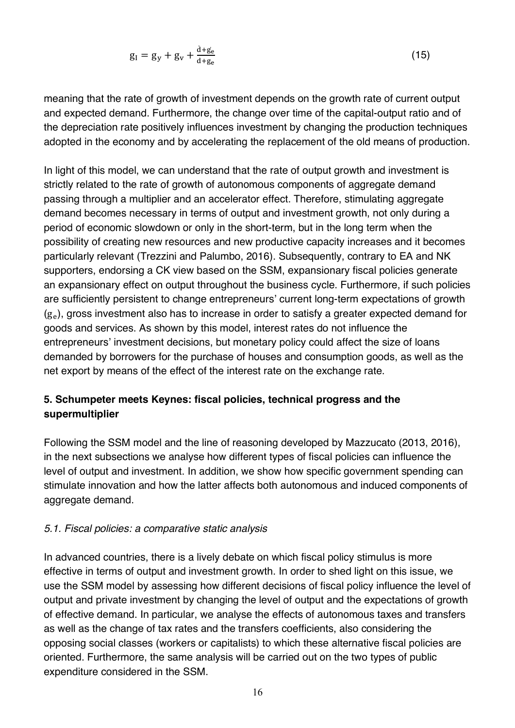$$g_I = g_y + g_v + \frac{\dot{d} + \dot{g}_e}{d + g_e} \tag{15}$$

meaning that the rate of growth of investment depends on the growth rate of current output and expected demand. Furthermore, the change over time of the capital-output ratio and of the depreciation rate positively influences investment by changing the production techniques adopted in the economy and by accelerating the replacement of the old means of production.

In light of this model, we can understand that the rate of output growth and investment is strictly related to the rate of growth of autonomous components of aggregate demand passing through a multiplier and an accelerator effect. Therefore, stimulating aggregate demand becomes necessary in terms of output and investment growth, not only during a period of economic slowdown or only in the short-term, but in the long term when the possibility of creating new resources and new productive capacity increases and it becomes particularly relevant (Trezzini and Palumbo, 2016). Subsequently, contrary to EA and NK supporters, endorsing a CK view based on the SSM, expansionary fiscal policies generate an expansionary effect on output throughout the business cycle. Furthermore, if such policies are sufficiently persistent to change entrepreneurs' current long-term expectations of growth ($g_e$), gross investment also has to increase in order to satisfy a greater expected demand for goods and services. As shown by this model, interest rates do not influence the entrepreneurs' investment decisions, but monetary policy could affect the size of loans demanded by borrowers for the purchase of houses and consumption goods, as well as the net export by means of the effect of the interest rate on the exchange rate.

## 5. Schumpeter meets Keynes: fiscal policies, technical progress and the supermultiplier

Following the SSM model and the line of reasoning developed by Mazzucato (2013, 2016), in the next subsections we analyse how different types of fiscal policies can influence the level of output and investment. In addition, we show how specific government spending can stimulate innovation and how the latter affects both autonomous and induced components of aggregate demand.

### *5.1. Fiscal policies: a comparative static analysis*

In advanced countries, there is a lively debate on which fiscal policy stimulus is more effective in terms of output and investment growth. In order to shed light on this issue, we use the SSM model by assessing how different decisions of fiscal policy influence the level of output and private investment by changing the level of output and the expectations of growth of effective demand. In particular, we analyse the effects of autonomous taxes and transfers as well as the change of tax rates and the transfers coefficients, also considering the opposing social classes (workers or capitalists) to which these alternative fiscal policies are oriented. Furthermore, the same analysis will be carried out on the two types of public expenditure considered in the SSM.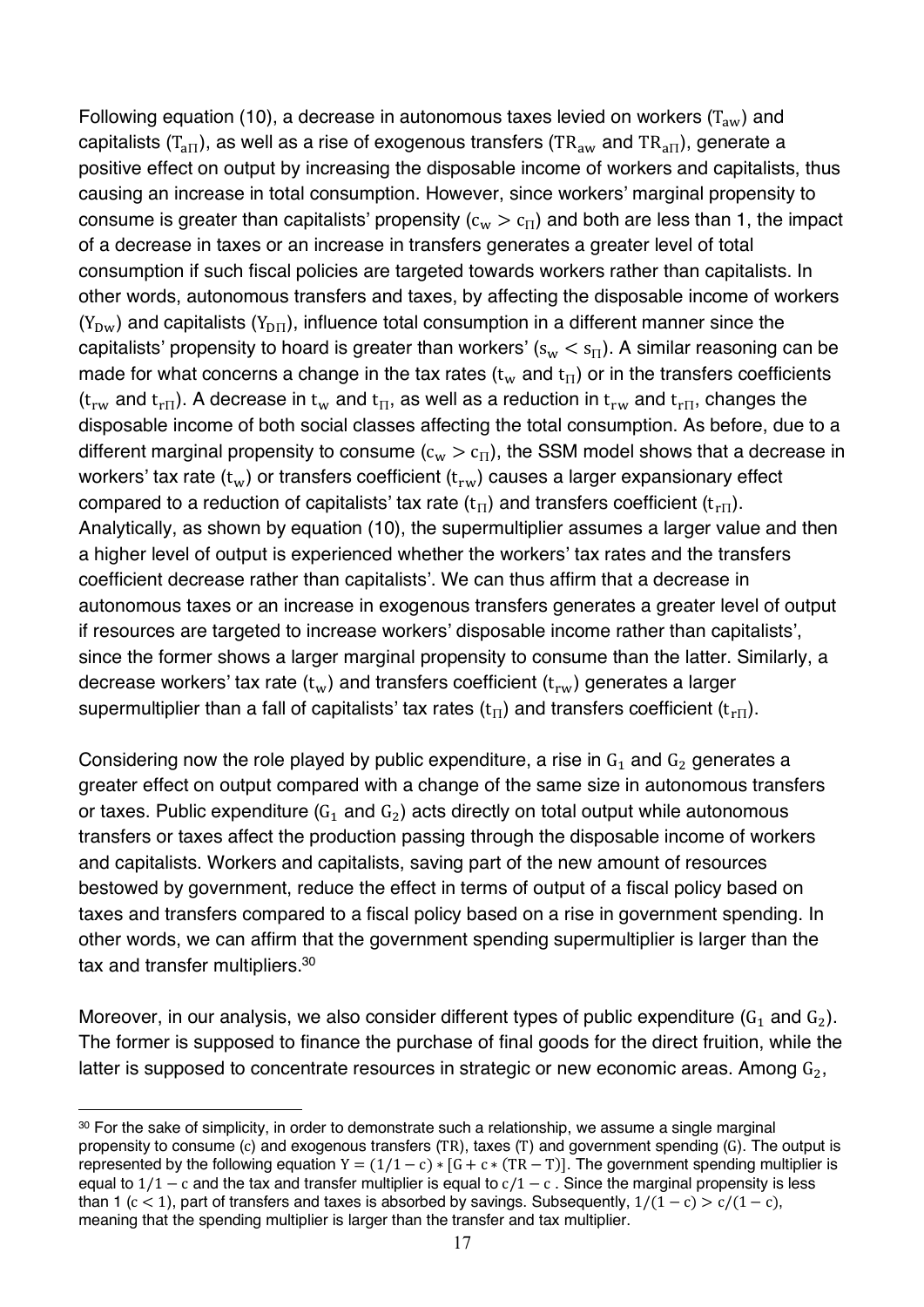Following equation (10), a decrease in autonomous taxes levied on workers ($T_{aw}$) and capitalists ($T_{a\Pi}$), as well as a rise of exogenous transfers ($TR_{aw}$ and $TR_{a\Pi}$), generate a positive effect on output by increasing the disposable income of workers and capitalists, thus causing an increase in total consumption. However, since workers' marginal propensity to consume is greater than capitalists' propensity ($c_w > c_\Pi$) and both are less than 1, the impact of a decrease in taxes or an increase in transfers generates a greater level of total consumption if such fiscal policies are targeted towards workers rather than capitalists. In other words, autonomous transfers and taxes, by affecting the disposable income of workers ($Y_{Dw}$) and capitalists ($Y_{D\Pi}$), influence total consumption in a different manner since the capitalists' propensity to hoard is greater than workers' ($s_w < s_\Pi$). A similar reasoning can be made for what concerns a change in the tax rates ($t_w$ and $t_\Pi$) or in the transfers coefficients ($t_{rw}$ and $t_{r\Pi}$). A decrease in $t_w$ and $t_\Pi$, as well as a reduction in $t_{rw}$ and $t_{r\Pi}$, changes the disposable income of both social classes affecting the total consumption. As before, due to a different marginal propensity to consume ($c_w > c_\Pi$), the SSM model shows that a decrease in workers' tax rate ($t_w$) or transfers coefficient ($t_{rw}$) causes a larger expansionary effect compared to a reduction of capitalists' tax rate ($t_\Pi$) and transfers coefficient ($t_{r\Pi}$). Analytically, as shown by equation (10), the supermultiplier assumes a larger value and then a higher level of output is experienced whether the workers' tax rates and the transfers coefficient decrease rather than capitalists'. We can thus affirm that a decrease in autonomous taxes or an increase in exogenous transfers generates a greater level of output if resources are targeted to increase workers' disposable income rather than capitalists', since the former shows a larger marginal propensity to consume than the latter. Similarly, a decrease workers' tax rate ($t_w$) and transfers coefficient ($t_{rw}$) generates a larger supermultiplier than a fall of capitalists' tax rates ($t_\Pi$) and transfers coefficient ($t_{r\Pi}$).

Considering now the role played by public expenditure, a rise in $G_1$ and $G_2$ generates a greater effect on output compared with a change of the same size in autonomous transfers or taxes. Public expenditure ($G_1$ and $G_2$) acts directly on total output while autonomous transfers or taxes affect the production passing through the disposable income of workers and capitalists. Workers and capitalists, saving part of the new amount of resources bestowed by government, reduce the effect in terms of output of a fiscal policy based on taxes and transfers compared to a fiscal policy based on a rise in government spending. In other words, we can affirm that the government spending supermultiplier is larger than the tax and transfer multipliers.[30]

Moreover, in our analysis, we also consider different types of public expenditure ($G_1$ and $G_2$). The former is supposed to finance the purchase of final goods for the direct fruition, while the latter is supposed to concentrate resources in strategic or new economic areas. Among $G_2$,

[30] For the sake of simplicity, in order to demonstrate such a relationship, we assume a single marginal propensity to consume ($c$) and exogenous transfers ($TR$), taxes ($T$) and government spending ($G$). The output is represented by the following equation $Y = (1/1 - c) * [G + c * (TR - T)]$. The government spending multiplier is equal to $1/1 - c$ and the tax and transfer multiplier is equal to $c/1 - c$ . Since the marginal propensity is less than 1 ($c < 1$), part of transfers and taxes is absorbed by savings. Subsequently, $1/(1 - c) > c/(1 - c)$, meaning that the spending multiplier is larger than the transfer and tax multiplier.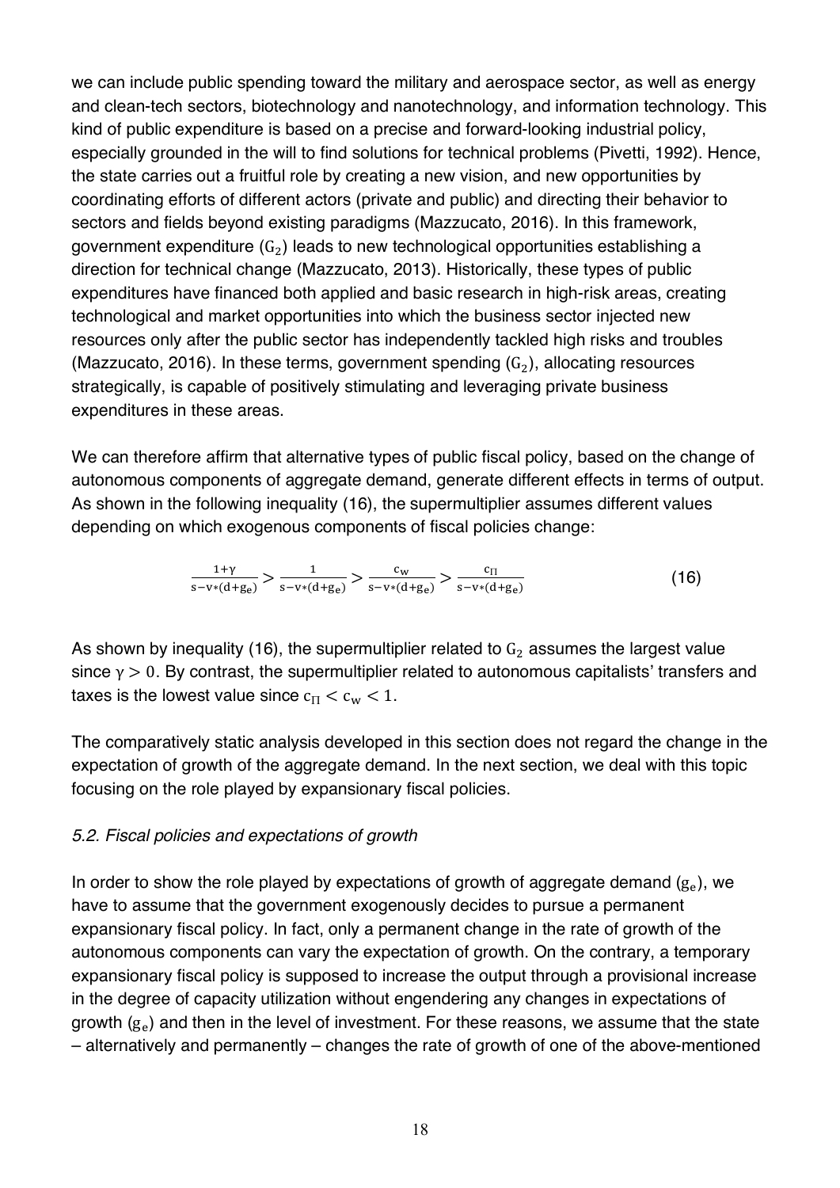we can include public spending toward the military and aerospace sector, as well as energy and clean-tech sectors, biotechnology and nanotechnology, and information technology. This kind of public expenditure is based on a precise and forward-looking industrial policy, especially grounded in the will to find solutions for technical problems (Pivetti, 1992). Hence, the state carries out a fruitful role by creating a new vision, and new opportunities by coordinating efforts of different actors (private and public) and directing their behavior to sectors and fields beyond existing paradigms (Mazzucato, 2016). In this framework, government expenditure ($G_2$) leads to new technological opportunities establishing a direction for technical change (Mazzucato, 2013). Historically, these types of public expenditures have financed both applied and basic research in high-risk areas, creating technological and market opportunities into which the business sector injected new resources only after the public sector has independently tackled high risks and troubles (Mazzucato, 2016). In these terms, government spending ($G_2$), allocating resources strategically, is capable of positively stimulating and leveraging private business expenditures in these areas.

We can therefore affirm that alternative types of public fiscal policy, based on the change of autonomous components of aggregate demand, generate different effects in terms of output. As shown in the following inequality (16), the supermultiplier assumes different values depending on which exogenous components of fiscal policies change:

$$\frac{1+\gamma}{s-v*(d+g_e)} > \frac{1}{s-v*(d+g_e)} > \frac{c_w}{s-v*(d+g_e)} > \frac{c_\Pi}{s-v*(d+g_e)} \tag{16}$$

As shown by inequality (16), the supermultiplier related to $G_2$ assumes the largest value since $\gamma > 0$. By contrast, the supermultiplier related to autonomous capitalists' transfers and taxes is the lowest value since $c_\Pi < c_w < 1$.

The comparatively static analysis developed in this section does not regard the change in the expectation of growth of the aggregate demand. In the next section, we deal with this topic focusing on the role played by expansionary fiscal policies.

### *5.2. Fiscal policies and expectations of growth*

In order to show the role played by expectations of growth of aggregate demand ($g_e$), we have to assume that the government exogenously decides to pursue a permanent expansionary fiscal policy. In fact, only a permanent change in the rate of growth of the autonomous components can vary the expectation of growth. On the contrary, a temporary expansionary fiscal policy is supposed to increase the output through a provisional increase in the degree of capacity utilization without engendering any changes in expectations of growth ($g_e$) and then in the level of investment. For these reasons, we assume that the state – alternatively and permanently – changes the rate of growth of one of the above-mentioned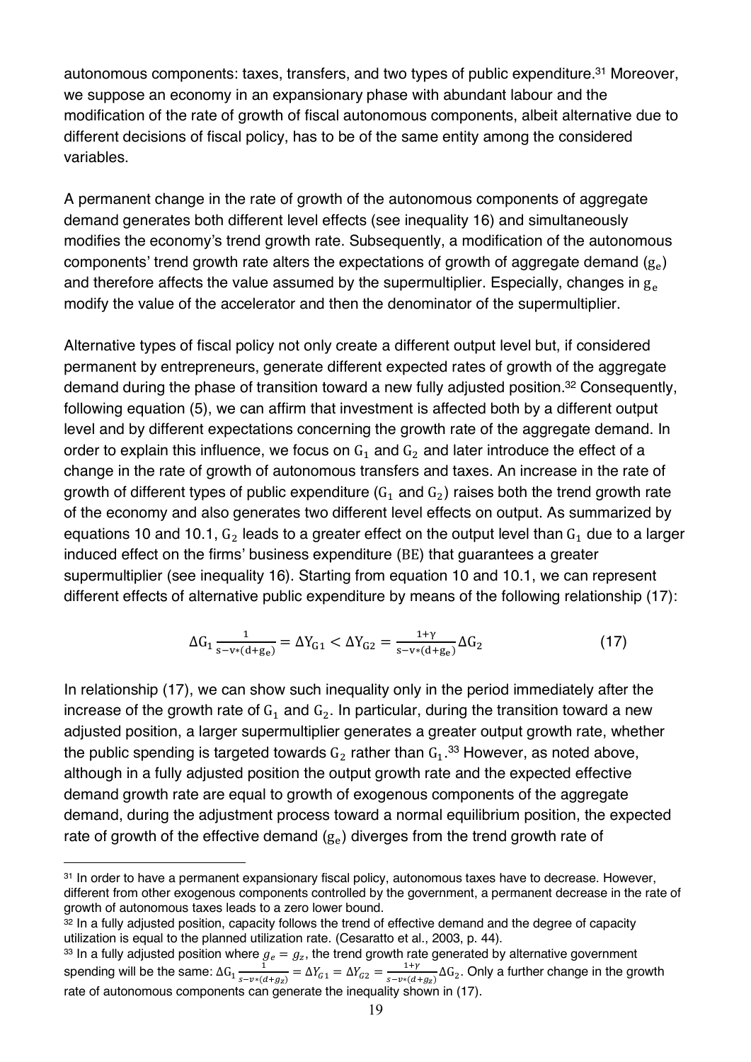autonomous components: taxes, transfers, and two types of public expenditure.[31] Moreover, we suppose an economy in an expansionary phase with abundant labour and the modification of the rate of growth of fiscal autonomous components, albeit alternative due to different decisions of fiscal policy, has to be of the same entity among the considered variables.

A permanent change in the rate of growth of the autonomous components of aggregate demand generates both different level effects (see inequality 16) and simultaneously modifies the economy's trend growth rate. Subsequently, a modification of the autonomous components' trend growth rate alters the expectations of growth of aggregate demand ($g_e$) and therefore affects the value assumed by the supermultiplier. Especially, changes in $g_e$ modify the value of the accelerator and then the denominator of the supermultiplier.

Alternative types of fiscal policy not only create a different output level but, if considered permanent by entrepreneurs, generate different expected rates of growth of the aggregate demand during the phase of transition toward a new fully adjusted position.[32] Consequently, following equation (5), we can affirm that investment is affected both by a different output level and by different expectations concerning the growth rate of the aggregate demand. In order to explain this influence, we focus on $G_1$ and $G_2$ and later introduce the effect of a change in the rate of growth of autonomous transfers and taxes. An increase in the rate of growth of different types of public expenditure ($G_1$ and $G_2$) raises both the trend growth rate of the economy and also generates two different level effects on output. As summarized by equations 10 and 10.1, $G_2$ leads to a greater effect on the output level than $G_1$ due to a larger induced effect on the firms' business expenditure (BE) that guarantees a greater supermultiplier (see inequality 16). Starting from equation 10 and 10.1, we can represent different effects of alternative public expenditure by means of the following relationship (17):

$$\Delta G_1 \frac{1}{s - v * (d + g_e)} = \Delta Y_{G1} < \Delta Y_{G2} = \frac{1+\gamma}{s - v * (d + g_e)} \Delta G_2 \qquad (17)$$

In relationship (17), we can show such inequality only in the period immediately after the increase of the growth rate of $G_1$ and $G_2$. In particular, during the transition toward a new adjusted position, a larger supermultiplier generates a greater output growth rate, whether the public spending is targeted towards $G_2$ rather than $G_1$.[33] However, as noted above, although in a fully adjusted position the output growth rate and the expected effective demand growth rate are equal to growth of exogenous components of the aggregate demand, during the adjustment process toward a normal equilibrium position, the expected rate of growth of the effective demand ($g_e$) diverges from the trend growth rate of

---

[31] In order to have a permanent expansionary fiscal policy, autonomous taxes have to decrease. However, different from other exogenous components controlled by the government, a permanent decrease in the rate of growth of autonomous taxes leads to a zero lower bound.

[32] In a fully adjusted position, capacity follows the trend of effective demand and the degree of capacity utilization is equal to the planned utilization rate. (Cesaratto et al., 2003, p. 44).

[33] In a fully adjusted position where $g_e = g_z$, the trend growth rate generated by alternative government spending will be the same: $\Delta G_1 \frac{1}{s - v*(d+g_z)} = \Delta Y_{G1} = \Delta Y_{G2} = \frac{1+\gamma}{s - v*(d+g_z)} \Delta G_2$. Only a further change in the growth rate of autonomous components can generate the inequality shown in (17).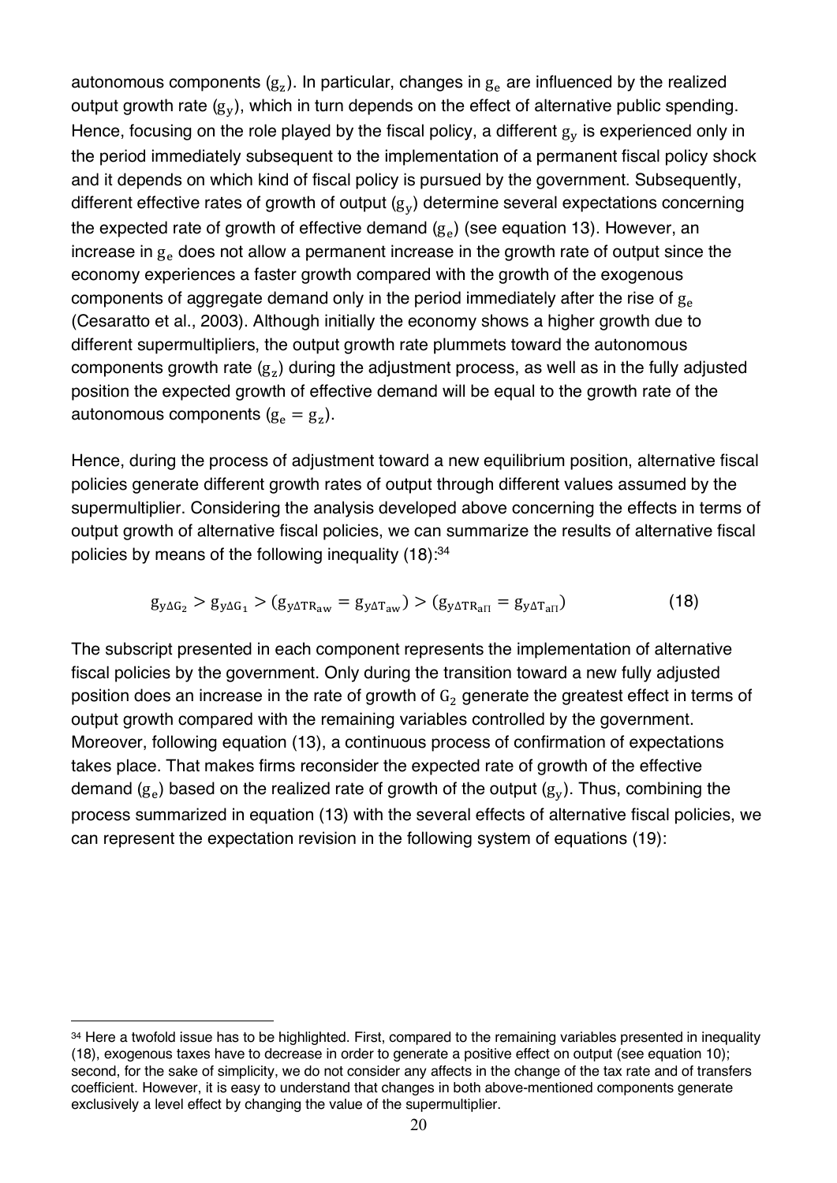autonomous components ($g_z$). In particular, changes in $g_e$ are influenced by the realized output growth rate ($g_y$), which in turn depends on the effect of alternative public spending. Hence, focusing on the role played by the fiscal policy, a different $g_y$ is experienced only in the period immediately subsequent to the implementation of a permanent fiscal policy shock and it depends on which kind of fiscal policy is pursued by the government. Subsequently, different effective rates of growth of output ($g_y$) determine several expectations concerning the expected rate of growth of effective demand ($g_e$) (see equation 13). However, an increase in $g_e$ does not allow a permanent increase in the growth rate of output since the economy experiences a faster growth compared with the growth of the exogenous components of aggregate demand only in the period immediately after the rise of $g_e$ (Cesaratto et al., 2003). Although initially the economy shows a higher growth due to different supermultipliers, the output growth rate plummets toward the autonomous components growth rate ($g_z$) during the adjustment process, as well as in the fully adjusted position the expected growth of effective demand will be equal to the growth rate of the autonomous components ($g_e = g_z$).

Hence, during the process of adjustment toward a new equilibrium position, alternative fiscal policies generate different growth rates of output through different values assumed by the supermultiplier. Considering the analysis developed above concerning the effects in terms of output growth of alternative fiscal policies, we can summarize the results of alternative fiscal policies by means of the following inequality (18):[34]

$$g_{y\Delta G_2} > g_{y\Delta G_1} > (g_{y\Delta TR_{aw}} = g_{y\Delta T_{aw}}) > (g_{y\Delta TR_{a\Pi}} = g_{y\Delta T_{a\Pi}}) \qquad (18)$$

The subscript presented in each component represents the implementation of alternative fiscal policies by the government. Only during the transition toward a new fully adjusted position does an increase in the rate of growth of $G_2$ generate the greatest effect in terms of output growth compared with the remaining variables controlled by the government. Moreover, following equation (13), a continuous process of confirmation of expectations takes place. That makes firms reconsider the expected rate of growth of the effective demand ($g_e$) based on the realized rate of growth of the output ($g_y$). Thus, combining the process summarized in equation (13) with the several effects of alternative fiscal policies, we can represent the expectation revision in the following system of equations (19):

[34] Here a twofold issue has to be highlighted. First, compared to the remaining variables presented in inequality (18), exogenous taxes have to decrease in order to generate a positive effect on output (see equation 10); second, for the sake of simplicity, we do not consider any affects in the change of the tax rate and of transfers coefficient. However, it is easy to understand that changes in both above-mentioned components generate exclusively a level effect by changing the value of the supermultiplier.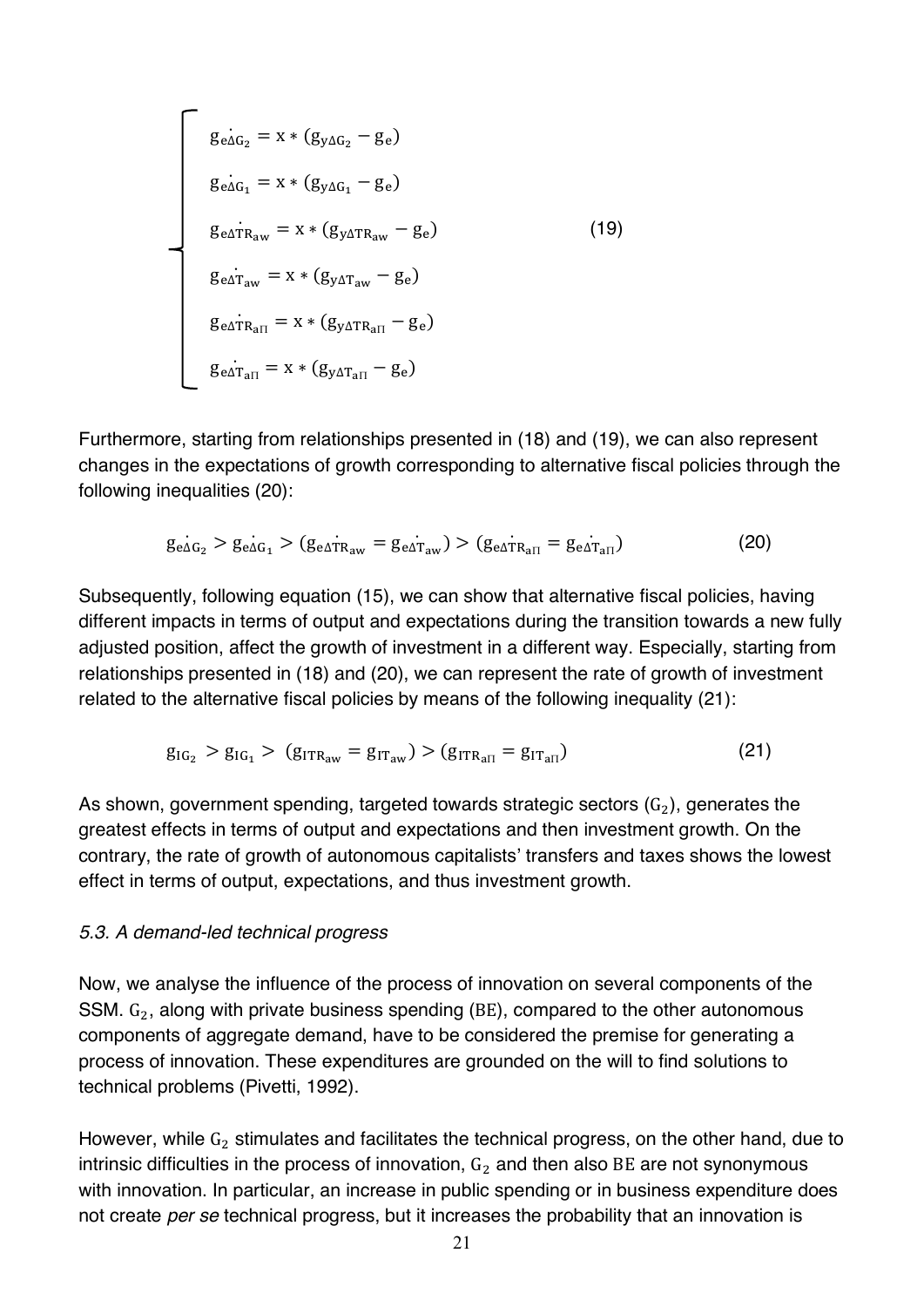$$
\begin{cases}
g_{e\dot{\Delta G_2}} = x * (g_{y\Delta G_2} - g_e) \\
g_{e\dot{\Delta G_1}} = x * (g_{y\Delta G_1} - g_e) \\
g_{e\Delta \dot{TR}_{aw}} = x * (g_{y\Delta TR_{aw}} - g_e) \\
g_{e\Delta \dot{T}_{aw}} = x * (g_{y\Delta T_{aw}} - g_e) \\
g_{e\Delta \dot{TR}_{a\Pi}} = x * (g_{y\Delta TR_{a\Pi}} - g_e) \\
g_{e\Delta \dot{T}_{a\Pi}} = x * (g_{y\Delta T_{a\Pi}} - g_e)
\end{cases}
\qquad (19)
$$

Furthermore, starting from relationships presented in (18) and (19), we can also represent changes in the expectations of growth corresponding to alternative fiscal policies through the following inequalities (20):

$$
g_{e\dot{\Delta G_2}} > g_{e\dot{\Delta G_1}} > (g_{e\Delta \dot{TR}_{aw}} = g_{e\Delta \dot{T}_{aw}}) > (g_{e\Delta \dot{TR}_{a\Pi}} = g_{e\Delta \dot{T}_{a\Pi}}) \qquad (20)
$$

Subsequently, following equation (15), we can show that alternative fiscal policies, having different impacts in terms of output and expectations during the transition towards a new fully adjusted position, affect the growth of investment in a different way. Especially, starting from relationships presented in (18) and (20), we can represent the rate of growth of investment related to the alternative fiscal policies by means of the following inequality (21):

$$
g_{IG_2} > g_{IG_1} > (g_{ITR_{aw}} = g_{IT_{aw}}) > (g_{ITR_{a\Pi}} = g_{IT_{a\Pi}}) \qquad (21)
$$

As shown, government spending, targeted towards strategic sectors ($G_2$), generates the greatest effects in terms of output and expectations and then investment growth. On the contrary, the rate of growth of autonomous capitalists' transfers and taxes shows the lowest effect in terms of output, expectations, and thus investment growth.

### *5.3. A demand-led technical progress*

Now, we analyse the influence of the process of innovation on several components of the SSM. $G_2$, along with private business spending ($BE$), compared to the other autonomous components of aggregate demand, have to be considered the premise for generating a process of innovation. These expenditures are grounded on the will to find solutions to technical problems (Pivetti, 1992).

However, while $G_2$ stimulates and facilitates the technical progress, on the other hand, due to intrinsic difficulties in the process of innovation, $G_2$ and then also $BE$ are not synonymous with innovation. In particular, an increase in public spending or in business expenditure does not create *per se* technical progress, but it increases the probability that an innovation is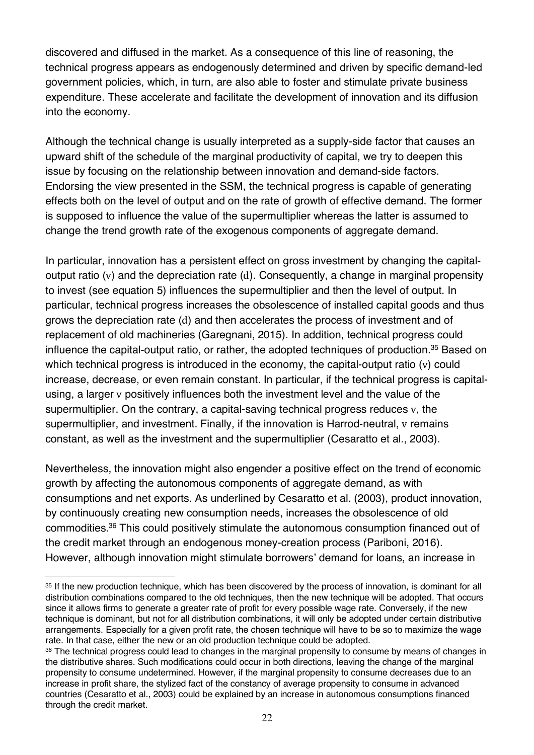discovered and diffused in the market. As a consequence of this line of reasoning, the technical progress appears as endogenously determined and driven by specific demand-led government policies, which, in turn, are also able to foster and stimulate private business expenditure. These accelerate and facilitate the development of innovation and its diffusion into the economy.

Although the technical change is usually interpreted as a supply-side factor that causes an upward shift of the schedule of the marginal productivity of capital, we try to deepen this issue by focusing on the relationship between innovation and demand-side factors. Endorsing the view presented in the SSM, the technical progress is capable of generating effects both on the level of output and on the rate of growth of effective demand. The former is supposed to influence the value of the supermultiplier whereas the latter is assumed to change the trend growth rate of the exogenous components of aggregate demand.

In particular, innovation has a persistent effect on gross investment by changing the capital-output ratio ($v$) and the depreciation rate ($d$). Consequently, a change in marginal propensity to invest (see equation 5) influences the supermultiplier and then the level of output. In particular, technical progress increases the obsolescence of installed capital goods and thus grows the depreciation rate ($d$) and then accelerates the process of investment and of replacement of old machineries (Garegnani, 2015). In addition, technical progress could influence the capital-output ratio, or rather, the adopted techniques of production.[35] Based on which technical progress is introduced in the economy, the capital-output ratio ($v$) could increase, decrease, or even remain constant. In particular, if the technical progress is capital-using, a larger $v$ positively influences both the investment level and the value of the supermultiplier. On the contrary, a capital-saving technical progress reduces $v$, the supermultiplier, and investment. Finally, if the innovation is Harrod-neutral, $v$ remains constant, as well as the investment and the supermultiplier (Cesaratto et al., 2003).

Nevertheless, the innovation might also engender a positive effect on the trend of economic growth by affecting the autonomous components of aggregate demand, as with consumptions and net exports. As underlined by Cesaratto et al. (2003), product innovation, by continuously creating new consumption needs, increases the obsolescence of old commodities.[36] This could positively stimulate the autonomous consumption financed out of the credit market through an endogenous money-creation process (Pariboni, 2016). However, although innovation might stimulate borrowers' demand for loans, an increase in

---

[35] If the new production technique, which has been discovered by the process of innovation, is dominant for all distribution combinations compared to the old techniques, then the new technique will be adopted. That occurs since it allows firms to generate a greater rate of profit for every possible wage rate. Conversely, if the new technique is dominant, but not for all distribution combinations, it will only be adopted under certain distributive arrangements. Especially for a given profit rate, the chosen technique will have to be so to maximize the wage rate. In that case, either the new or an old production technique could be adopted.

[36] The technical progress could lead to changes in the marginal propensity to consume by means of changes in the distributive shares. Such modifications could occur in both directions, leaving the change of the marginal propensity to consume undetermined. However, if the marginal propensity to consume decreases due to an increase in profit share, the stylized fact of the constancy of average propensity to consume in advanced countries (Cesaratto et al., 2003) could be explained by an increase in autonomous consumptions financed through the credit market.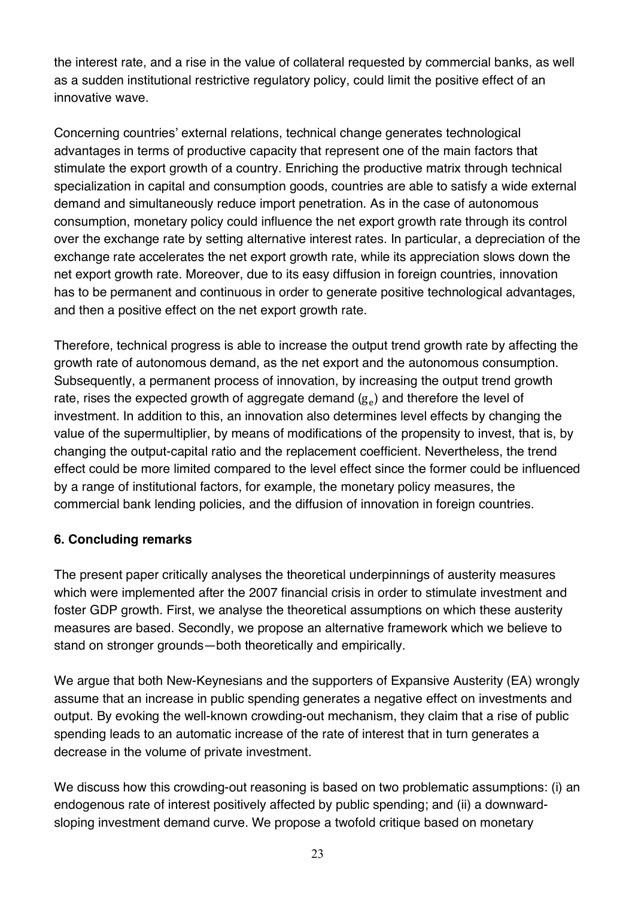the interest rate, and a rise in the value of collateral requested by commercial banks, as well as a sudden institutional restrictive regulatory policy, could limit the positive effect of an innovative wave.

Concerning countries' external relations, technical change generates technological advantages in terms of productive capacity that represent one of the main factors that stimulate the export growth of a country. Enriching the productive matrix through technical specialization in capital and consumption goods, countries are able to satisfy a wide external demand and simultaneously reduce import penetration. As in the case of autonomous consumption, monetary policy could influence the net export growth rate through its control over the exchange rate by setting alternative interest rates. In particular, a depreciation of the exchange rate accelerates the net export growth rate, while its appreciation slows down the net export growth rate. Moreover, due to its easy diffusion in foreign countries, innovation has to be permanent and continuous in order to generate positive technological advantages, and then a positive effect on the net export growth rate.

Therefore, technical progress is able to increase the output trend growth rate by affecting the growth rate of autonomous demand, as the net export and the autonomous consumption. Subsequently, a permanent process of innovation, by increasing the output trend growth rate, rises the expected growth of aggregate demand ($g_e$) and therefore the level of investment. In addition to this, an innovation also determines level effects by changing the value of the supermultiplier, by means of modifications of the propensity to invest, that is, by changing the output-capital ratio and the replacement coefficient. Nevertheless, the trend effect could be more limited compared to the level effect since the former could be influenced by a range of institutional factors, for example, the monetary policy measures, the commercial bank lending policies, and the diffusion of innovation in foreign countries.

## 6. Concluding remarks

The present paper critically analyses the theoretical underpinnings of austerity measures which were implemented after the 2007 financial crisis in order to stimulate investment and foster GDP growth. First, we analyse the theoretical assumptions on which these austerity measures are based. Secondly, we propose an alternative framework which we believe to stand on stronger grounds—both theoretically and empirically.

We argue that both New-Keynesians and the supporters of Expansive Austerity (EA) wrongly assume that an increase in public spending generates a negative effect on investments and output. By evoking the well-known crowding-out mechanism, they claim that a rise of public spending leads to an automatic increase of the rate of interest that in turn generates a decrease in the volume of private investment.

We discuss how this crowding-out reasoning is based on two problematic assumptions: (i) an endogenous rate of interest positively affected by public spending; and (ii) a downward-sloping investment demand curve. We propose a twofold critique based on monetary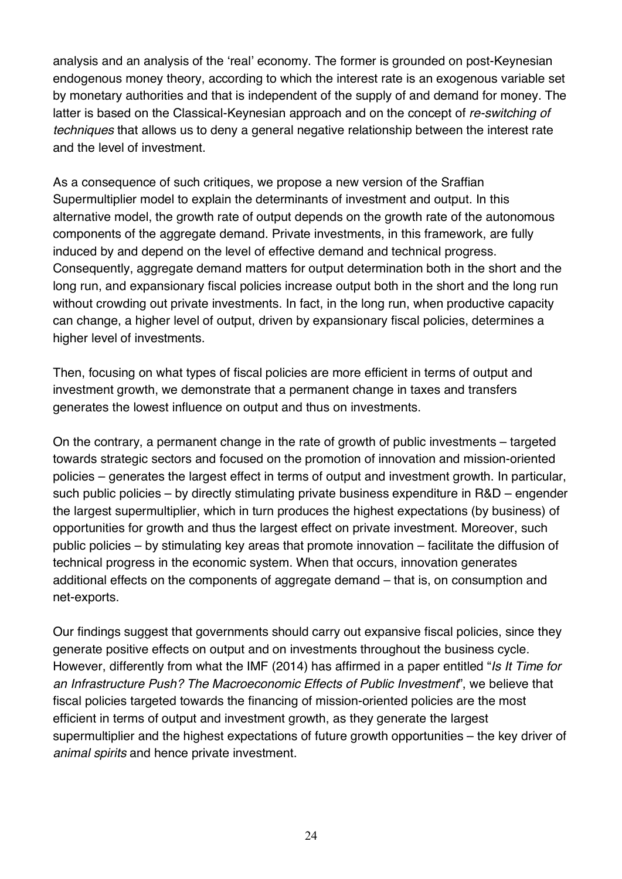analysis and an analysis of the 'real' economy. The former is grounded on post-Keynesian endogenous money theory, according to which the interest rate is an exogenous variable set by monetary authorities and that is independent of the supply of and demand for money. The latter is based on the Classical-Keynesian approach and on the concept of *re-switching of techniques* that allows us to deny a general negative relationship between the interest rate and the level of investment.

As a consequence of such critiques, we propose a new version of the Sraffian Supermultiplier model to explain the determinants of investment and output. In this alternative model, the growth rate of output depends on the growth rate of the autonomous components of the aggregate demand. Private investments, in this framework, are fully induced by and depend on the level of effective demand and technical progress. Consequently, aggregate demand matters for output determination both in the short and the long run, and expansionary fiscal policies increase output both in the short and the long run without crowding out private investments. In fact, in the long run, when productive capacity can change, a higher level of output, driven by expansionary fiscal policies, determines a higher level of investments.

Then, focusing on what types of fiscal policies are more efficient in terms of output and investment growth, we demonstrate that a permanent change in taxes and transfers generates the lowest influence on output and thus on investments.

On the contrary, a permanent change in the rate of growth of public investments – targeted towards strategic sectors and focused on the promotion of innovation and mission-oriented policies – generates the largest effect in terms of output and investment growth. In particular, such public policies – by directly stimulating private business expenditure in R&D – engender the largest supermultiplier, which in turn produces the highest expectations (by business) of opportunities for growth and thus the largest effect on private investment. Moreover, such public policies – by stimulating key areas that promote innovation – facilitate the diffusion of technical progress in the economic system. When that occurs, innovation generates additional effects on the components of aggregate demand – that is, on consumption and net-exports.

Our findings suggest that governments should carry out expansive fiscal policies, since they generate positive effects on output and on investments throughout the business cycle. However, differently from what the IMF (2014) has affirmed in a paper entitled "*Is It Time for an Infrastructure Push? The Macroeconomic Effects of Public Investment*", we believe that fiscal policies targeted towards the financing of mission-oriented policies are the most efficient in terms of output and investment growth, as they generate the largest supermultiplier and the highest expectations of future growth opportunities – the key driver of *animal spirits* and hence private investment.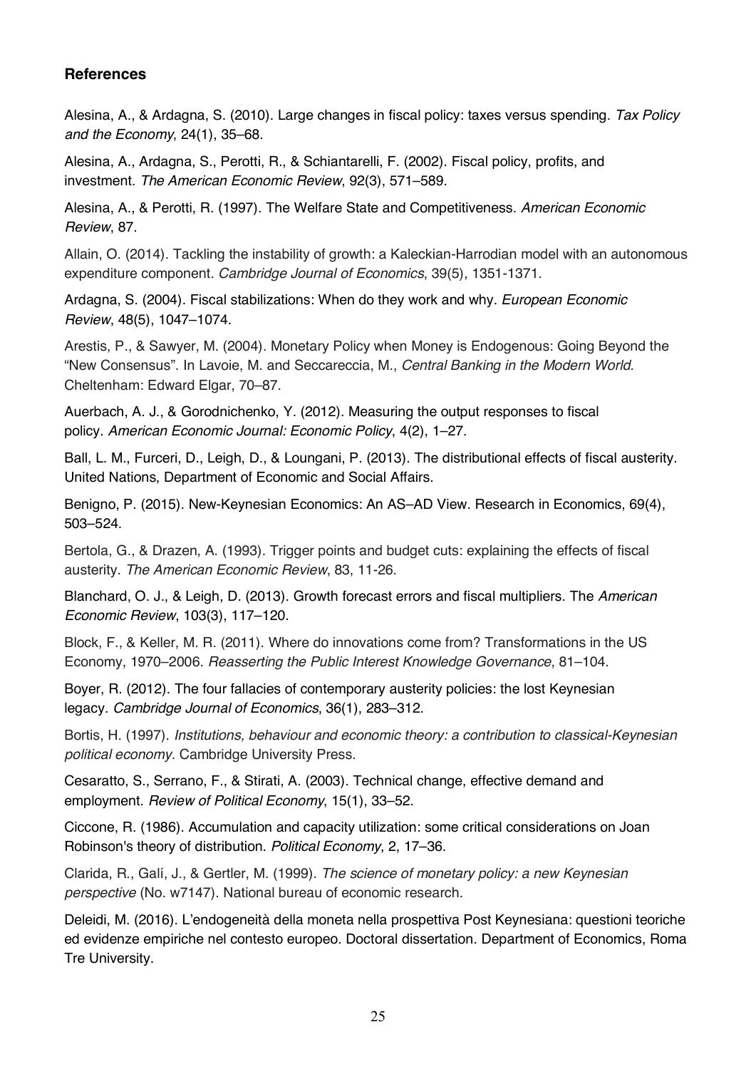### References

Alesina, A., & Ardagna, S. (2010). Large changes in fiscal policy: taxes versus spending. *Tax Policy and the Economy*, 24(1), 35–68.

Alesina, A., Ardagna, S., Perotti, R., & Schiantarelli, F. (2002). Fiscal policy, profits, and investment. *The American Economic Review*, 92(3), 571–589.

Alesina, A., & Perotti, R. (1997). The Welfare State and Competitiveness. *American Economic Review*, 87.

Allain, O. (2014). Tackling the instability of growth: a Kaleckian-Harrodian model with an autonomous expenditure component. *Cambridge Journal of Economics*, 39(5), 1351-1371.

Ardagna, S. (2004). Fiscal stabilizations: When do they work and why. *European Economic Review*, 48(5), 1047–1074.

Arestis, P., & Sawyer, M. (2004). Monetary Policy when Money is Endogenous: Going Beyond the "New Consensus". In Lavoie, M. and Seccareccia, M., *Central Banking in the Modern World*. Cheltenham: Edward Elgar, 70–87.

Auerbach, A. J., & Gorodnichenko, Y. (2012). Measuring the output responses to fiscal policy. *American Economic Journal: Economic Policy*, 4(2), 1–27.

Ball, L. M., Furceri, D., Leigh, D., & Loungani, P. (2013). The distributional effects of fiscal austerity. United Nations, Department of Economic and Social Affairs.

Benigno, P. (2015). New-Keynesian Economics: An AS–AD View. Research in Economics, 69(4), 503–524.

Bertola, G., & Drazen, A. (1993). Trigger points and budget cuts: explaining the effects of fiscal austerity. *The American Economic Review*, 83, 11-26.

Blanchard, O. J., & Leigh, D. (2013). Growth forecast errors and fiscal multipliers. The *American Economic Review*, 103(3), 117–120.

Block, F., & Keller, M. R. (2011). Where do innovations come from? Transformations in the US Economy, 1970–2006. *Reasserting the Public Interest Knowledge Governance*, 81–104.

Boyer, R. (2012). The four fallacies of contemporary austerity policies: the lost Keynesian legacy. *Cambridge Journal of Economics*, 36(1), 283–312.

Bortis, H. (1997). *Institutions, behaviour and economic theory: a contribution to classical-Keynesian political economy*. Cambridge University Press.

Cesaratto, S., Serrano, F., & Stirati, A. (2003). Technical change, effective demand and employment. *Review of Political Economy*, 15(1), 33–52.

Ciccone, R. (1986). Accumulation and capacity utilization: some critical considerations on Joan Robinson's theory of distribution. *Political Economy*, 2, 17–36.

Clarida, R., Galí, J., & Gertler, M. (1999). *The science of monetary policy: a new Keynesian perspective* (No. w7147). National bureau of economic research.

Deleidi, M. (2016). L'endogeneità della moneta nella prospettiva Post Keynesiana: questioni teoriche ed evidenze empiriche nel contesto europeo. Doctoral dissertation. Department of Economics, Roma Tre University.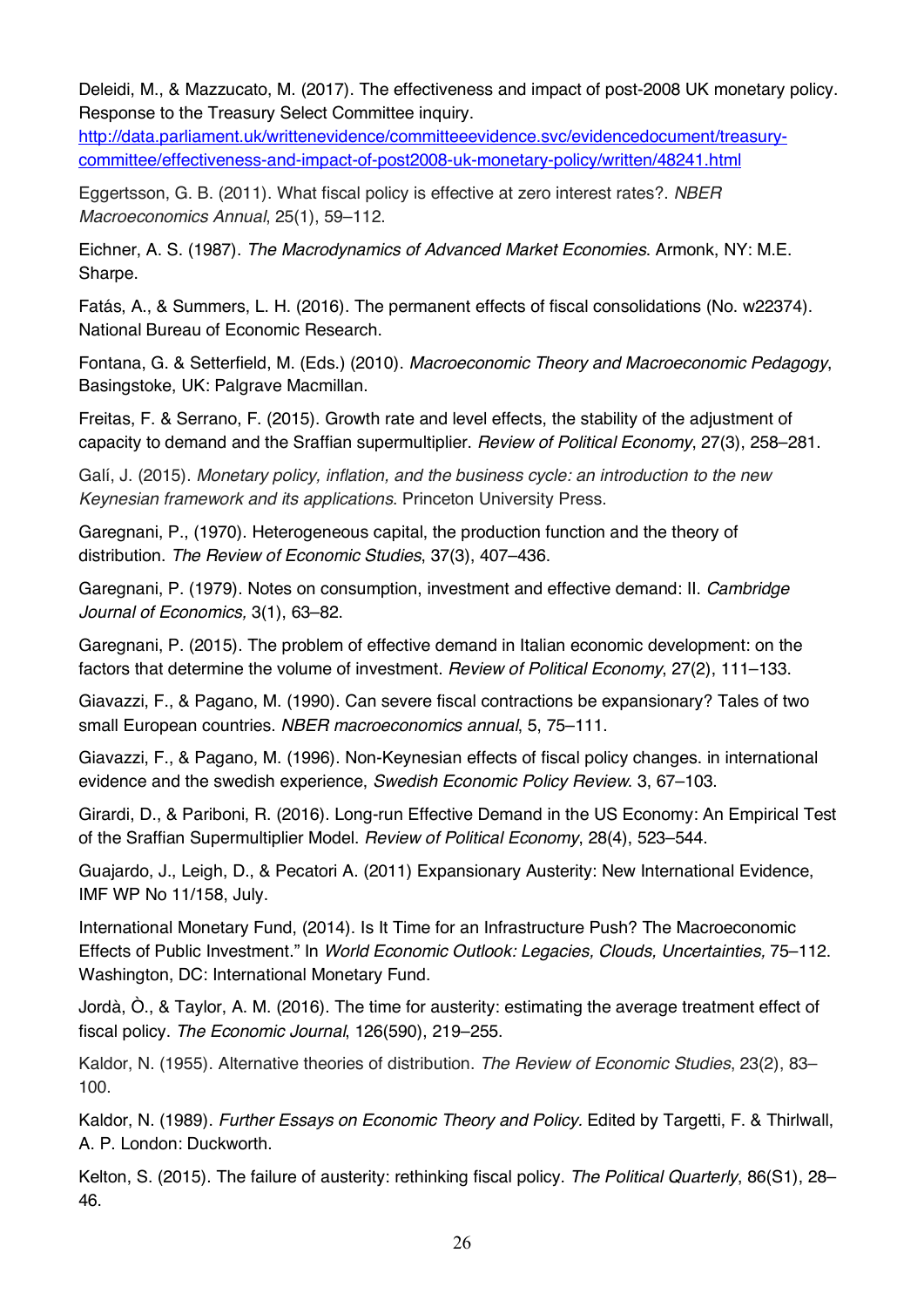Deleidi, M., & Mazzucato, M. (2017). The effectiveness and impact of post-2008 UK monetary policy. Response to the Treasury Select Committee inquiry. http://data.parliament.uk/writtenevidence/committeeevidence.svc/evidencedocument/treasury-committee/effectiveness-and-impact-of-post2008-uk-monetary-policy/written/48241.html

Eggertsson, G. B. (2011). What fiscal policy is effective at zero interest rates?. *NBER Macroeconomics Annual*, 25(1), 59–112.

Eichner, A. S. (1987). *The Macrodynamics of Advanced Market Economies*. Armonk, NY: M.E. Sharpe.

Fatás, A., & Summers, L. H. (2016). The permanent effects of fiscal consolidations (No. w22374). National Bureau of Economic Research.

Fontana, G. & Setterfield, M. (Eds.) (2010). *Macroeconomic Theory and Macroeconomic Pedagogy*, Basingstoke, UK: Palgrave Macmillan.

Freitas, F. & Serrano, F. (2015). Growth rate and level effects, the stability of the adjustment of capacity to demand and the Sraffian supermultiplier. *Review of Political Economy*, 27(3), 258–281.

Galí, J. (2015). *Monetary policy, inflation, and the business cycle: an introduction to the new Keynesian framework and its applications*. Princeton University Press.

Garegnani, P., (1970). Heterogeneous capital, the production function and the theory of distribution. *The Review of Economic Studies*, 37(3), 407–436.

Garegnani, P. (1979). Notes on consumption, investment and effective demand: II. *Cambridge Journal of Economics,* 3(1), 63–82.

Garegnani, P. (2015). The problem of effective demand in Italian economic development: on the factors that determine the volume of investment. *Review of Political Economy*, 27(2), 111–133.

Giavazzi, F., & Pagano, M. (1990). Can severe fiscal contractions be expansionary? Tales of two small European countries. *NBER macroeconomics annual*, 5, 75–111.

Giavazzi, F., & Pagano, M. (1996). Non-Keynesian effects of fiscal policy changes. in international evidence and the swedish experience, *Swedish Economic Policy Review*. 3, 67–103.

Girardi, D., & Pariboni, R. (2016). Long-run Effective Demand in the US Economy: An Empirical Test of the Sraffian Supermultiplier Model. *Review of Political Economy*, 28(4), 523–544.

Guajardo, J., Leigh, D., & Pecatori A. (2011) Expansionary Austerity: New International Evidence, IMF WP No 11/158, July.

International Monetary Fund, (2014). Is It Time for an Infrastructure Push? The Macroeconomic Effects of Public Investment." In *World Economic Outlook: Legacies, Clouds, Uncertainties,* 75–112. Washington, DC: International Monetary Fund.

Jordà, Ò., & Taylor, A. M. (2016). The time for austerity: estimating the average treatment effect of fiscal policy. *The Economic Journal*, 126(590), 219–255.

Kaldor, N. (1955). Alternative theories of distribution. *The Review of Economic Studies*, 23(2), 83–100.

Kaldor, N. (1989). *Further Essays on Economic Theory and Policy*. Edited by Targetti, F. & Thirlwall, A. P. London: Duckworth.

Kelton, S. (2015). The failure of austerity: rethinking fiscal policy. *The Political Quarterly*, 86(S1), 28–46.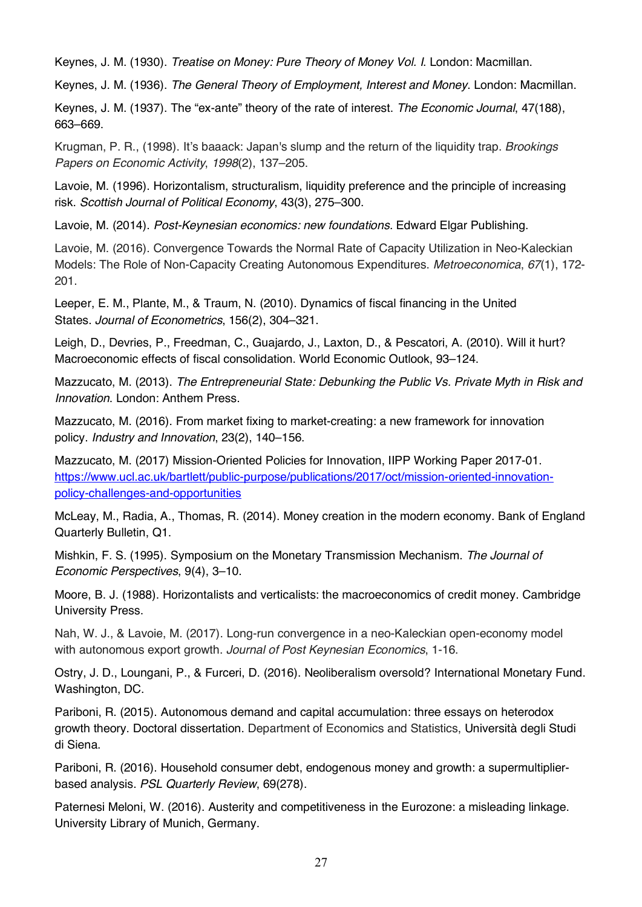Keynes, J. M. (1930). *Treatise on Money: Pure Theory of Money Vol. I*. London: Macmillan.

Keynes, J. M. (1936). *The General Theory of Employment, Interest and Money*. London: Macmillan.

Keynes, J. M. (1937). The "ex-ante" theory of the rate of interest. *The Economic Journal*, 47(188), 663–669.

Krugman, P. R., (1998). It's baaack: Japan's slump and the return of the liquidity trap. *Brookings Papers on Economic Activity*, *1998*(2), 137–205.

Lavoie, M. (1996). Horizontalism, structuralism, liquidity preference and the principle of increasing risk. *Scottish Journal of Political Economy*, 43(3), 275–300.

Lavoie, M. (2014). *Post-Keynesian economics: new foundations*. Edward Elgar Publishing.

Lavoie, M. (2016). Convergence Towards the Normal Rate of Capacity Utilization in Neo-Kaleckian Models: The Role of Non-Capacity Creating Autonomous Expenditures. *Metroeconomica*, *67*(1), 172-201.

Leeper, E. M., Plante, M., & Traum, N. (2010). Dynamics of fiscal financing in the United States. *Journal of Econometrics*, 156(2), 304–321.

Leigh, D., Devries, P., Freedman, C., Guajardo, J., Laxton, D., & Pescatori, A. (2010). Will it hurt? Macroeconomic effects of fiscal consolidation. World Economic Outlook, 93–124.

Mazzucato, M. (2013). *The Entrepreneurial State: Debunking the Public Vs. Private Myth in Risk and Innovation*. London: Anthem Press.

Mazzucato, M. (2016). From market fixing to market-creating: a new framework for innovation policy. *Industry and Innovation*, 23(2), 140–156.

Mazzucato, M. (2017) Mission-Oriented Policies for Innovation, IIPP Working Paper 2017-01. https://www.ucl.ac.uk/bartlett/public-purpose/publications/2017/oct/mission-oriented-innovation-policy-challenges-and-opportunities

McLeay, M., Radia, A., Thomas, R. (2014). Money creation in the modern economy. Bank of England Quarterly Bulletin, Q1.

Mishkin, F. S. (1995). Symposium on the Monetary Transmission Mechanism. *The Journal of Economic Perspectives*, 9(4), 3–10.

Moore, B. J. (1988). Horizontalists and verticalists: the macroeconomics of credit money. Cambridge University Press.

Nah, W. J., & Lavoie, M. (2017). Long-run convergence in a neo-Kaleckian open-economy model with autonomous export growth. *Journal of Post Keynesian Economics*, 1-16.

Ostry, J. D., Loungani, P., & Furceri, D. (2016). Neoliberalism oversold? International Monetary Fund. Washington, DC.

Pariboni, R. (2015). Autonomous demand and capital accumulation: three essays on heterodox growth theory. Doctoral dissertation. Department of Economics and Statistics, Università degli Studi di Siena.

Pariboni, R. (2016). Household consumer debt, endogenous money and growth: a supermultiplier-based analysis. *PSL Quarterly Review*, 69(278).

Paternesi Meloni, W. (2016). Austerity and competitiveness in the Eurozone: a misleading linkage. University Library of Munich, Germany.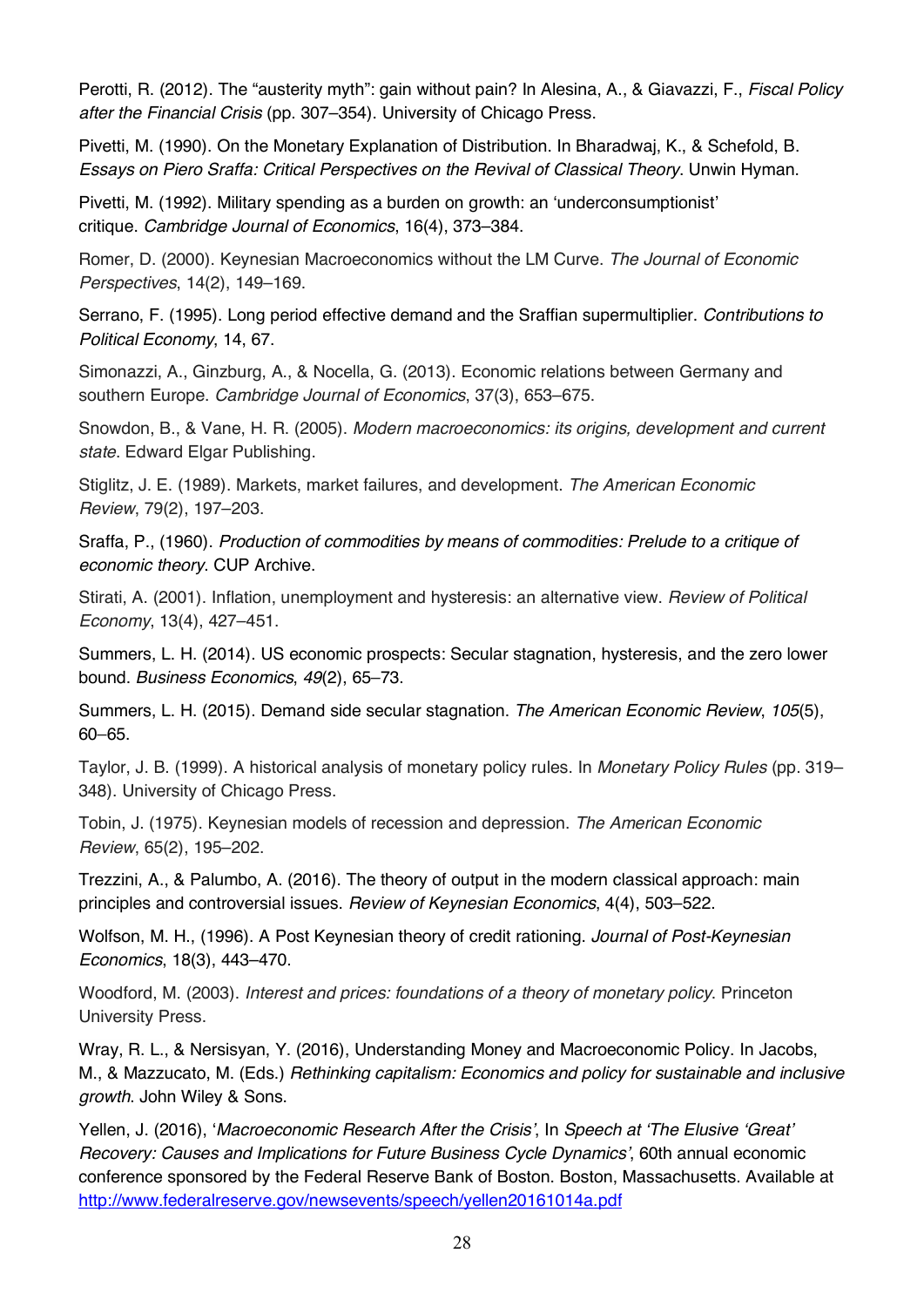Perotti, R. (2012). The "austerity myth": gain without pain? In Alesina, A., & Giavazzi, F., *Fiscal Policy after the Financial Crisis* (pp. 307–354). University of Chicago Press.

Pivetti, M. (1990). On the Monetary Explanation of Distribution. In Bharadwaj, K., & Schefold, B. *Essays on Piero Sraffa: Critical Perspectives on the Revival of Classical Theory*. Unwin Hyman.

Pivetti, M. (1992). Military spending as a burden on growth: an 'underconsumptionist' critique. *Cambridge Journal of Economics*, 16(4), 373–384.

Romer, D. (2000). Keynesian Macroeconomics without the LM Curve. *The Journal of Economic Perspectives*, 14(2), 149–169.

Serrano, F. (1995). Long period effective demand and the Sraffian supermultiplier. *Contributions to Political Economy*, 14, 67.

Simonazzi, A., Ginzburg, A., & Nocella, G. (2013). Economic relations between Germany and southern Europe. *Cambridge Journal of Economics*, 37(3), 653–675.

Snowdon, B., & Vane, H. R. (2005). *Modern macroeconomics: its origins, development and current state*. Edward Elgar Publishing.

Stiglitz, J. E. (1989). Markets, market failures, and development. *The American Economic Review*, 79(2), 197–203.

Sraffa, P., (1960). *Production of commodities by means of commodities: Prelude to a critique of economic theory*. CUP Archive.

Stirati, A. (2001). Inflation, unemployment and hysteresis: an alternative view. *Review of Political Economy*, 13(4), 427–451.

Summers, L. H. (2014). US economic prospects: Secular stagnation, hysteresis, and the zero lower bound. *Business Economics*, *49*(2), 65–73.

Summers, L. H. (2015). Demand side secular stagnation. *The American Economic Review*, *105*(5), 60–65.

Taylor, J. B. (1999). A historical analysis of monetary policy rules. In *Monetary Policy Rules* (pp. 319–348). University of Chicago Press.

Tobin, J. (1975). Keynesian models of recession and depression. *The American Economic Review*, 65(2), 195–202.

Trezzini, A., & Palumbo, A. (2016). The theory of output in the modern classical approach: main principles and controversial issues. *Review of Keynesian Economics*, 4(4), 503–522.

Wolfson, M. H., (1996). A Post Keynesian theory of credit rationing. *Journal of Post-Keynesian Economics*, 18(3), 443–470.

Woodford, M. (2003). *Interest and prices: foundations of a theory of monetary policy*. Princeton University Press.

Wray, R. L., & Nersisyan, Y. (2016), Understanding Money and Macroeconomic Policy. In Jacobs, M., & Mazzucato, M. (Eds.) *Rethinking capitalism: Economics and policy for sustainable and inclusive growth*. John Wiley & Sons.

Yellen, J. (2016), '*Macroeconomic Research After the Crisis'*, In *Speech at 'The Elusive 'Great' Recovery: Causes and Implications for Future Business Cycle Dynamics'*, 60th annual economic conference sponsored by the Federal Reserve Bank of Boston. Boston, Massachusetts. Available at http://www.federalreserve.gov/newsevents/speech/yellen20161014a.pdf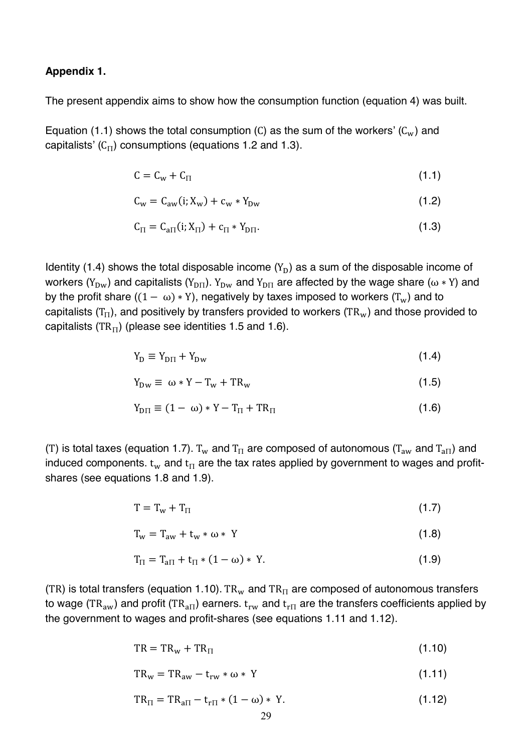**Appendix 1.**

The present appendix aims to show how the consumption function (equation 4) was built.

Equation (1.1) shows the total consumption ($\mathrm{C}$) as the sum of the workers' ($\mathrm{C_w}$) and capitalists' ($\mathrm{C_\Pi}$) consumptions (equations 1.2 and 1.3).

$$\mathrm{C} = \mathrm{C_w} + \mathrm{C_\Pi} \tag{1.1}$$

$$\mathrm{C_w} = \mathrm{C_{aw}(i; X_w)} + \mathrm{c_w} * \mathrm{Y_{Dw}} \tag{1.2}$$

$$\mathrm{C_\Pi} = \mathrm{C_{a\Pi}(i; X_\Pi)} + \mathrm{c_\Pi} * \mathrm{Y_{D\Pi}}. \tag{1.3}$$

Identity (1.4) shows the total disposable income ($\mathrm{Y_D}$) as a sum of the disposable income of workers ($\mathrm{Y_{Dw}}$) and capitalists ($\mathrm{Y_{D\Pi}}$). $\mathrm{Y_{Dw}}$ and $\mathrm{Y_{D\Pi}}$ are affected by the wage share ($\omega * \mathrm{Y}$) and by the profit share ($(1 - \omega) * \mathrm{Y}$), negatively by taxes imposed to workers ($\mathrm{T_w}$) and to capitalists ($\mathrm{T_\Pi}$), and positively by transfers provided to workers ($\mathrm{TR_w}$) and those provided to capitalists ($\mathrm{TR_\Pi}$) (please see identities 1.5 and 1.6).

$$\mathrm{Y_D} \equiv \mathrm{Y_{D\Pi}} + \mathrm{Y_{Dw}} \tag{1.4}$$

$$\mathrm{Y_{Dw}} \equiv \omega * \mathrm{Y} - \mathrm{T_w} + \mathrm{TR_w} \tag{1.5}$$

$$\mathrm{Y_{D\Pi}} \equiv (1 - \omega) * \mathrm{Y} - \mathrm{T_\Pi} + \mathrm{TR_\Pi} \tag{1.6}$$

($\mathrm{T}$) is total taxes (equation 1.7). $\mathrm{T_w}$ and $\mathrm{T_\Pi}$ are composed of autonomous ($\mathrm{T_{aw}}$ and $\mathrm{T_{a\Pi}}$) and induced components. $\mathrm{t_w}$ and $\mathrm{t_\Pi}$ are the tax rates applied by government to wages and profit-shares (see equations 1.8 and 1.9).

$$\mathrm{T} = \mathrm{T_w} + \mathrm{T_\Pi} \tag{1.7}$$

$$\mathrm{T_w} = \mathrm{T_{aw}} + \mathrm{t_w} * \omega * \mathrm{Y} \tag{1.8}$$

$$\mathrm{T_\Pi} = \mathrm{T_{a\Pi}} + \mathrm{t_\Pi} * (1 - \omega) * \mathrm{Y}. \tag{1.9}$$

($\mathrm{TR}$) is total transfers (equation 1.10). $\mathrm{TR_w}$ and $\mathrm{TR_\Pi}$ are composed of autonomous transfers to wage ($\mathrm{TR_{aw}}$) and profit ($\mathrm{TR_{a\Pi}}$) earners. $\mathrm{t_{rw}}$ and $\mathrm{t_{r\Pi}}$ are the transfers coefficients applied by the government to wages and profit-shares (see equations 1.11 and 1.12).

$$\mathrm{TR} = \mathrm{TR_w} + \mathrm{TR_\Pi} \tag{1.10}$$

$$\mathrm{TR_w} = \mathrm{TR_{aw}} - \mathrm{t_{rw}} * \omega * \mathrm{Y} \tag{1.11}$$

$$\mathrm{TR_\Pi} = \mathrm{TR_{a\Pi}} - \mathrm{t_{r\Pi}} * (1 - \omega) * \mathrm{Y}. \tag{1.12}$$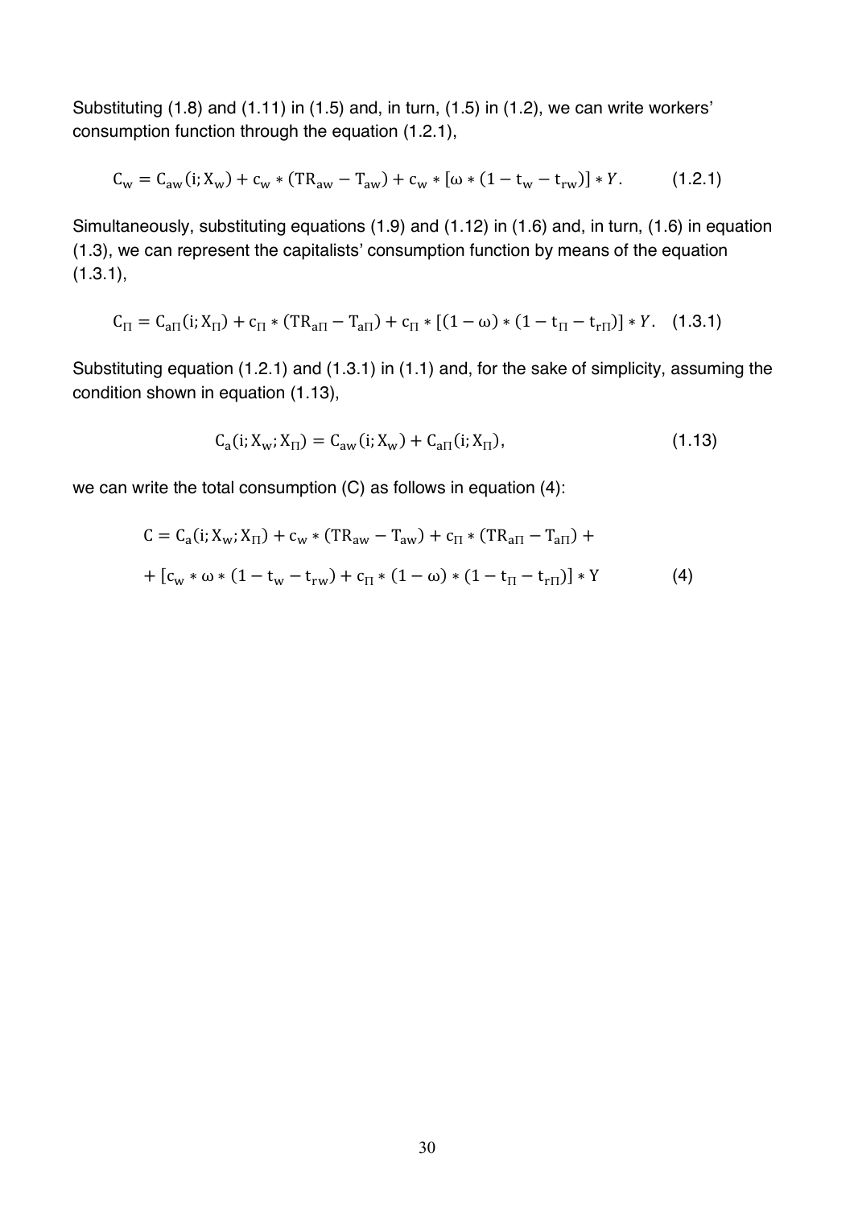Substituting (1.8) and (1.11) in (1.5) and, in turn, (1.5) in (1.2), we can write workers' consumption function through the equation (1.2.1),

$$C_w = C_{aw}(i; X_w) + c_w * (TR_{aw} - T_{aw}) + c_w * [\omega * (1 - t_w - t_{rw})] * Y. \qquad (1.2.1)$$

Simultaneously, substituting equations (1.9) and (1.12) in (1.6) and, in turn, (1.6) in equation (1.3), we can represent the capitalists' consumption function by means of the equation (1.3.1),

$$C_\Pi = C_{a\Pi}(i; X_\Pi) + c_\Pi * (TR_{a\Pi} - T_{a\Pi}) + c_\Pi * [(1 - \omega) * (1 - t_\Pi - t_{r\Pi})] * Y. \quad (1.3.1)$$

Substituting equation (1.2.1) and (1.3.1) in (1.1) and, for the sake of simplicity, assuming the condition shown in equation (1.13),

$$C_a(i; X_w; X_\Pi) = C_{aw}(i; X_w) + C_{a\Pi}(i; X_\Pi), \qquad (1.13)$$

we can write the total consumption (C) as follows in equation (4):

$$C = C_a(i; X_w; X_\Pi) + c_w * (TR_{aw} - T_{aw}) + c_\Pi * (TR_{a\Pi} - T_{a\Pi}) +$$

$$+ [c_w * \omega * (1 - t_w - t_{rw}) + c_\Pi * (1 - \omega) * (1 - t_\Pi - t_{r\Pi})] * Y \qquad (4)$$